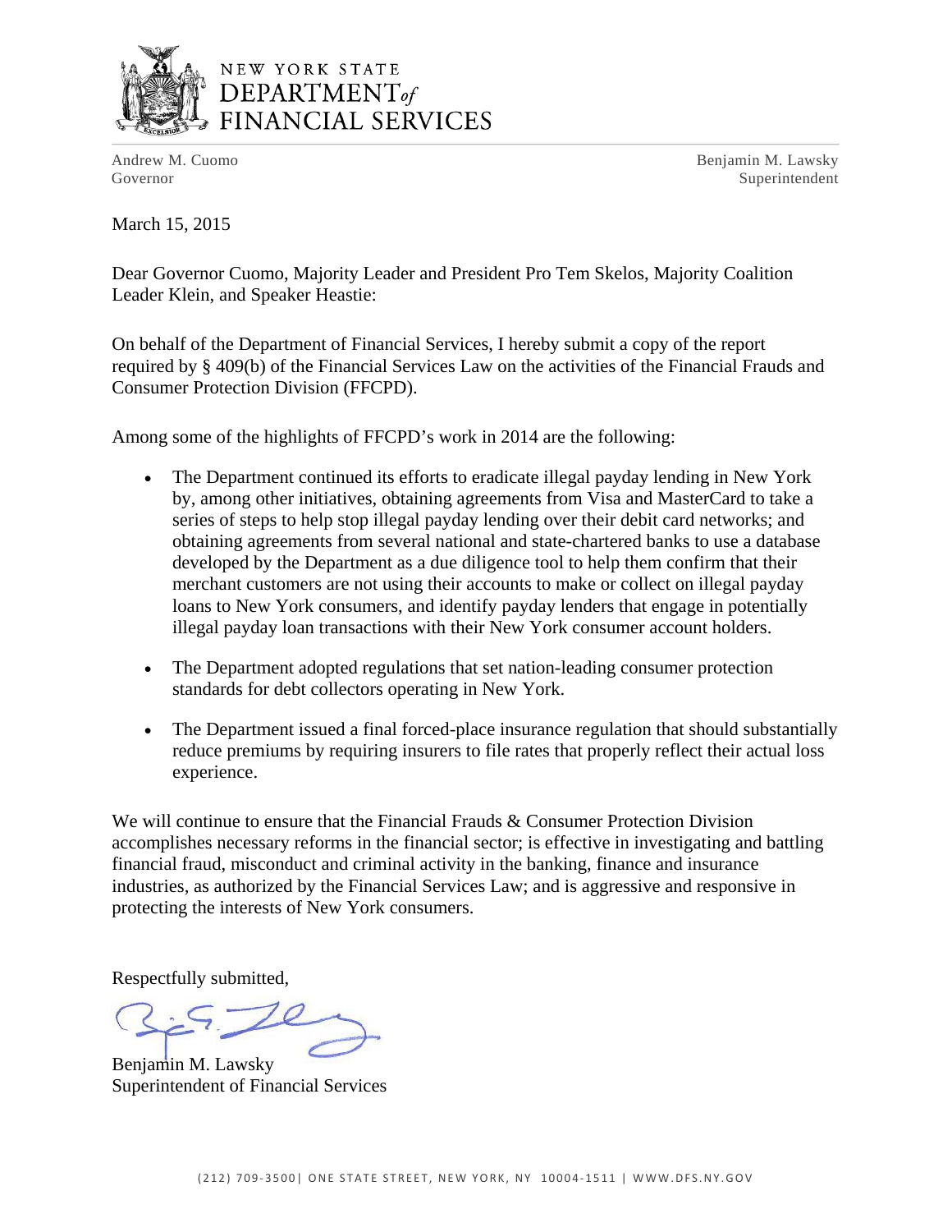# NEW YORK STATE DEPARTMENT *of* FINANCIAL SERVICES

Andrew M. Cuomo
Governor

Benjamin M. Lawsky
Superintendent

March 15, 2015

Dear Governor Cuomo, Majority Leader and President Pro Tem Skelos, Majority Coalition Leader Klein, and Speaker Heastie:

On behalf of the Department of Financial Services, I hereby submit a copy of the report required by § 409(b) of the Financial Services Law on the activities of the Financial Frauds and Consumer Protection Division (FFCPD).

Among some of the highlights of FFCPD's work in 2014 are the following:

- The Department continued its efforts to eradicate illegal payday lending in New York by, among other initiatives, obtaining agreements from Visa and MasterCard to take a series of steps to help stop illegal payday lending over their debit card networks; and obtaining agreements from several national and state-chartered banks to use a database developed by the Department as a due diligence tool to help them confirm that their merchant customers are not using their accounts to make or collect on illegal payday loans to New York consumers, and identify payday lenders that engage in potentially illegal payday loan transactions with their New York consumer account holders.

- The Department adopted regulations that set nation-leading consumer protection standards for debt collectors operating in New York.

- The Department issued a final forced-place insurance regulation that should substantially reduce premiums by requiring insurers to file rates that properly reflect their actual loss experience.

We will continue to ensure that the Financial Frauds & Consumer Protection Division accomplishes necessary reforms in the financial sector; is effective in investigating and battling financial fraud, misconduct and criminal activity in the banking, finance and insurance industries, as authorized by the Financial Services Law; and is aggressive and responsive in protecting the interests of New York consumers.

Respectfully submitted,

Benjamin M. Lawsky
Superintendent of Financial Services

(212) 709-3500| ONE STATE STREET, NEW YORK, NY 10004-1511 | WWW.DFS.NY.GOV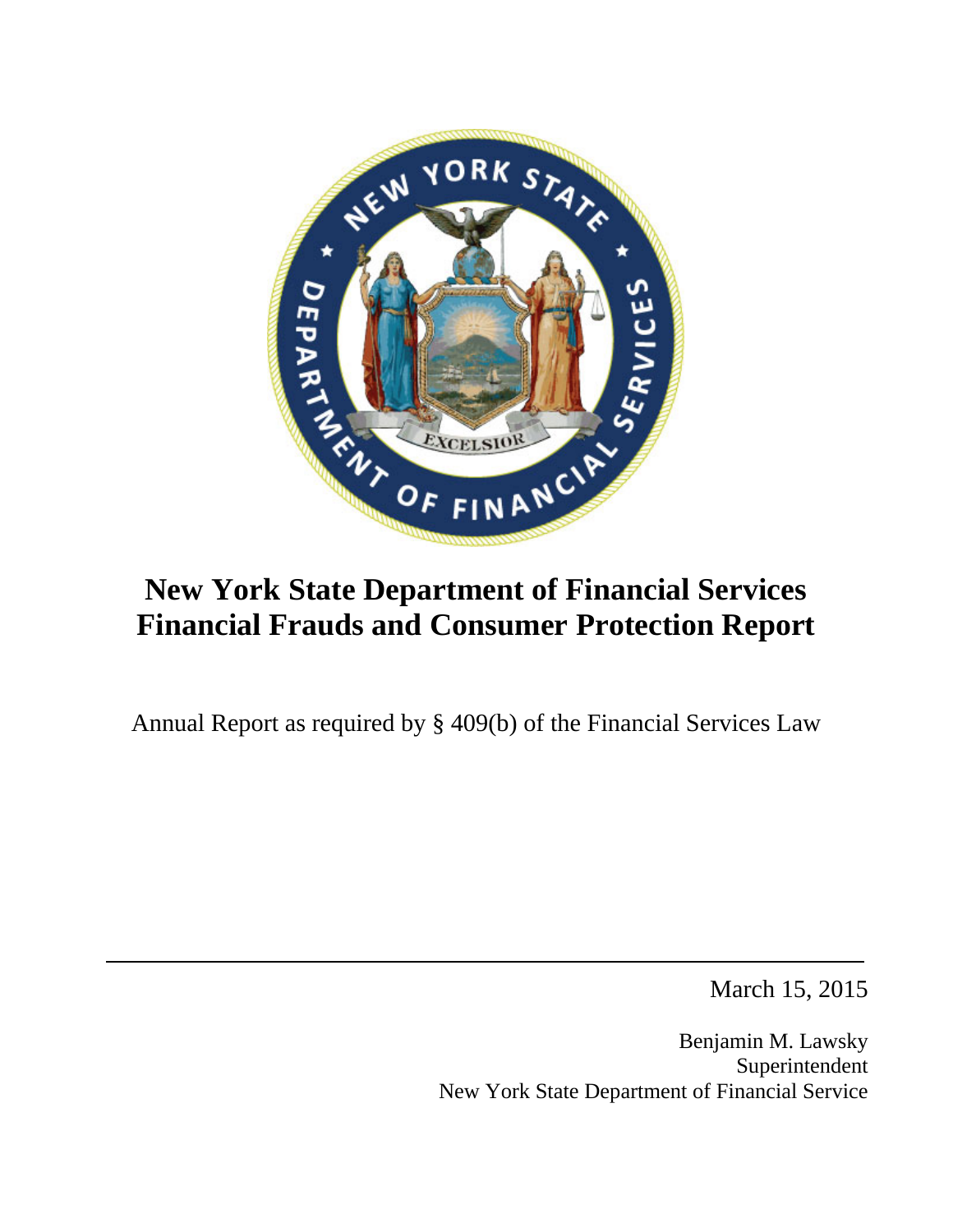# New York State Department of Financial Services Financial Frauds and Consumer Protection Report

Annual Report as required by § 409(b) of the Financial Services Law

---

March 15, 2015

Benjamin M. Lawsky
Superintendent
New York State Department of Financial Service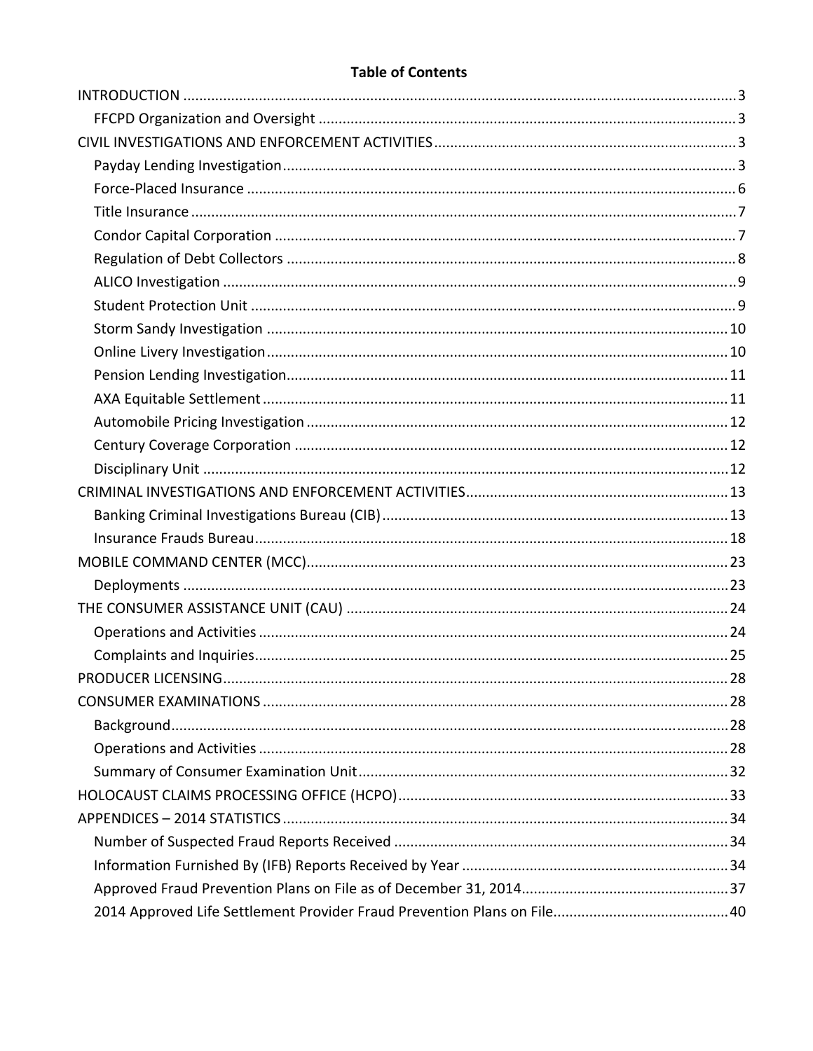**Table of Contents**

INTRODUCTION ........................................................................................................................... 3
- FFCPD Organization and Oversight ........................................................................................ 3

CIVIL INVESTIGATIONS AND ENFORCEMENT ACTIVITIES ........................................................... 3
- Payday Lending Investigation ................................................................................................ 3
- Force-Placed Insurance .......................................................................................................... 6
- Title Insurance ........................................................................................................................ 7
- Condor Capital Corporation ................................................................................................... 7
- Regulation of Debt Collectors ................................................................................................ 8
- ALICO Investigation ............................................................................................................... 9
- Student Protection Unit .......................................................................................................... 9
- Storm Sandy Investigation ................................................................................................... 10
- Online Livery Investigation ................................................................................................... 10
- Pension Lending Investigation .............................................................................................. 11
- AXA Equitable Settlement .................................................................................................... 11
- Automobile Pricing Investigation ......................................................................................... 12
- Century Coverage Corporation ............................................................................................ 12
- Disciplinary Unit ................................................................................................................... 12

CRIMINAL INVESTIGATIONS AND ENFORCEMENT ACTIVITIES ................................................. 13
- Banking Criminal Investigations Bureau (CIB) ...................................................................... 13
- Insurance Frauds Bureau ...................................................................................................... 18

MOBILE COMMAND CENTER (MCC) ......................................................................................... 23
- Deployments ........................................................................................................................ 23

THE CONSUMER ASSISTANCE UNIT (CAU) ............................................................................... 24
- Operations and Activities ..................................................................................................... 24
- Complaints and Inquiries ...................................................................................................... 25

PRODUCER LICENSING .............................................................................................................. 28

CONSUMER EXAMINATIONS .................................................................................................... 28
- Background ........................................................................................................................... 28
- Operations and Activities ..................................................................................................... 28
- Summary of Consumer Examination Unit ............................................................................ 32

HOLOCAUST CLAIMS PROCESSING OFFICE (HCPO) .................................................................. 33

APPENDICES – 2014 STATISTICS ............................................................................................... 34
- Number of Suspected Fraud Reports Received ................................................................... 34
- Information Furnished By (IFB) Reports Received by Year .................................................. 34
- Approved Fraud Prevention Plans on File as of December 31, 2014 .................................... 37
- 2014 Approved Life Settlement Provider Fraud Prevention Plans on File ............................ 40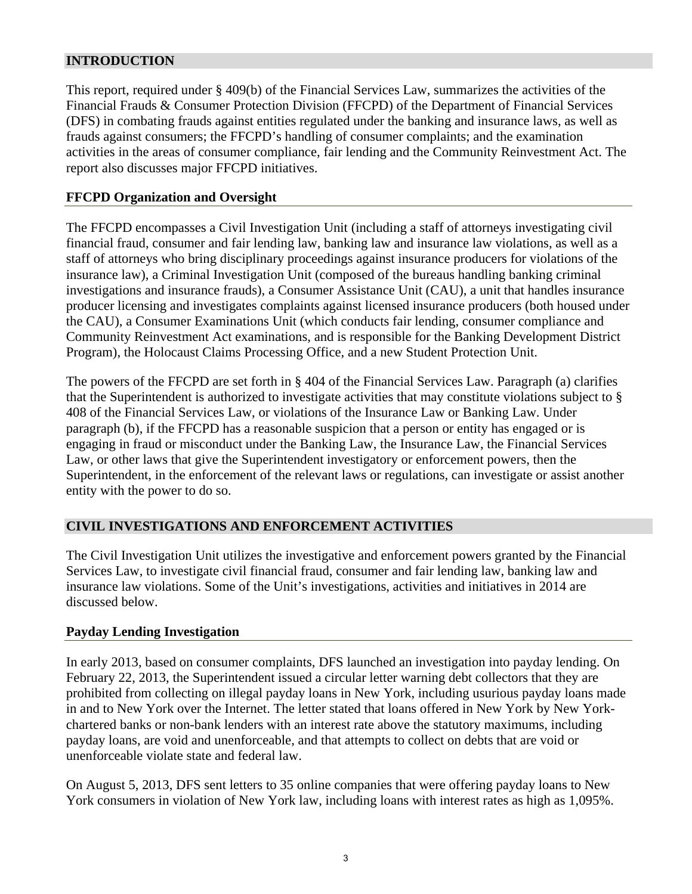## INTRODUCTION

This report, required under § 409(b) of the Financial Services Law, summarizes the activities of the Financial Frauds & Consumer Protection Division (FFCPD) of the Department of Financial Services (DFS) in combating frauds against entities regulated under the banking and insurance laws, as well as frauds against consumers; the FFCPD's handling of consumer complaints; and the examination activities in the areas of consumer compliance, fair lending and the Community Reinvestment Act. The report also discusses major FFCPD initiatives.

### FFCPD Organization and Oversight

The FFCPD encompasses a Civil Investigation Unit (including a staff of attorneys investigating civil financial fraud, consumer and fair lending law, banking law and insurance law violations, as well as a staff of attorneys who bring disciplinary proceedings against insurance producers for violations of the insurance law), a Criminal Investigation Unit (composed of the bureaus handling banking criminal investigations and insurance frauds), a Consumer Assistance Unit (CAU), a unit that handles insurance producer licensing and investigates complaints against licensed insurance producers (both housed under the CAU), a Consumer Examinations Unit (which conducts fair lending, consumer compliance and Community Reinvestment Act examinations, and is responsible for the Banking Development District Program), the Holocaust Claims Processing Office, and a new Student Protection Unit.

The powers of the FFCPD are set forth in § 404 of the Financial Services Law. Paragraph (a) clarifies that the Superintendent is authorized to investigate activities that may constitute violations subject to § 408 of the Financial Services Law, or violations of the Insurance Law or Banking Law. Under paragraph (b), if the FFCPD has a reasonable suspicion that a person or entity has engaged or is engaging in fraud or misconduct under the Banking Law, the Insurance Law, the Financial Services Law, or other laws that give the Superintendent investigatory or enforcement powers, then the Superintendent, in the enforcement of the relevant laws or regulations, can investigate or assist another entity with the power to do so.

## CIVIL INVESTIGATIONS AND ENFORCEMENT ACTIVITIES

The Civil Investigation Unit utilizes the investigative and enforcement powers granted by the Financial Services Law, to investigate civil financial fraud, consumer and fair lending law, banking law and insurance law violations. Some of the Unit's investigations, activities and initiatives in 2014 are discussed below.

### Payday Lending Investigation

In early 2013, based on consumer complaints, DFS launched an investigation into payday lending. On February 22, 2013, the Superintendent issued a circular letter warning debt collectors that they are prohibited from collecting on illegal payday loans in New York, including usurious payday loans made in and to New York over the Internet. The letter stated that loans offered in New York by New York-chartered banks or non-bank lenders with an interest rate above the statutory maximums, including payday loans, are void and unenforceable, and that attempts to collect on debts that are void or unenforceable violate state and federal law.

On August 5, 2013, DFS sent letters to 35 online companies that were offering payday loans to New York consumers in violation of New York law, including loans with interest rates as high as 1,095%.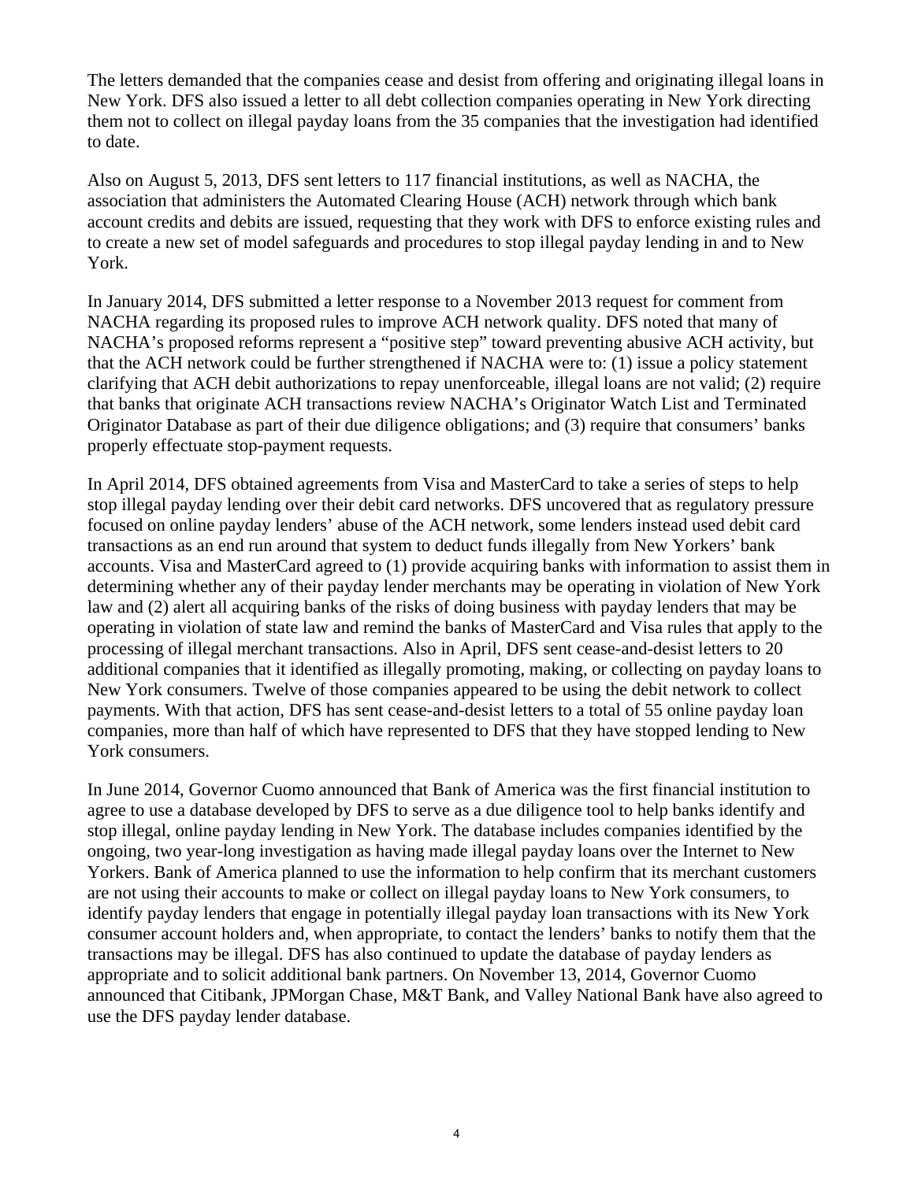The letters demanded that the companies cease and desist from offering and originating illegal loans in New York. DFS also issued a letter to all debt collection companies operating in New York directing them not to collect on illegal payday loans from the 35 companies that the investigation had identified to date.

Also on August 5, 2013, DFS sent letters to 117 financial institutions, as well as NACHA, the association that administers the Automated Clearing House (ACH) network through which bank account credits and debits are issued, requesting that they work with DFS to enforce existing rules and to create a new set of model safeguards and procedures to stop illegal payday lending in and to New York.

In January 2014, DFS submitted a letter response to a November 2013 request for comment from NACHA regarding its proposed rules to improve ACH network quality. DFS noted that many of NACHA's proposed reforms represent a "positive step" toward preventing abusive ACH activity, but that the ACH network could be further strengthened if NACHA were to: (1) issue a policy statement clarifying that ACH debit authorizations to repay unenforceable, illegal loans are not valid; (2) require that banks that originate ACH transactions review NACHA's Originator Watch List and Terminated Originator Database as part of their due diligence obligations; and (3) require that consumers' banks properly effectuate stop-payment requests.

In April 2014, DFS obtained agreements from Visa and MasterCard to take a series of steps to help stop illegal payday lending over their debit card networks. DFS uncovered that as regulatory pressure focused on online payday lenders' abuse of the ACH network, some lenders instead used debit card transactions as an end run around that system to deduct funds illegally from New Yorkers' bank accounts. Visa and MasterCard agreed to (1) provide acquiring banks with information to assist them in determining whether any of their payday lender merchants may be operating in violation of New York law and (2) alert all acquiring banks of the risks of doing business with payday lenders that may be operating in violation of state law and remind the banks of MasterCard and Visa rules that apply to the processing of illegal merchant transactions. Also in April, DFS sent cease-and-desist letters to 20 additional companies that it identified as illegally promoting, making, or collecting on payday loans to New York consumers. Twelve of those companies appeared to be using the debit network to collect payments. With that action, DFS has sent cease-and-desist letters to a total of 55 online payday loan companies, more than half of which have represented to DFS that they have stopped lending to New York consumers.

In June 2014, Governor Cuomo announced that Bank of America was the first financial institution to agree to use a database developed by DFS to serve as a due diligence tool to help banks identify and stop illegal, online payday lending in New York. The database includes companies identified by the ongoing, two year-long investigation as having made illegal payday loans over the Internet to New Yorkers. Bank of America planned to use the information to help confirm that its merchant customers are not using their accounts to make or collect on illegal payday loans to New York consumers, to identify payday lenders that engage in potentially illegal payday loan transactions with its New York consumer account holders and, when appropriate, to contact the lenders' banks to notify them that the transactions may be illegal. DFS has also continued to update the database of payday lenders as appropriate and to solicit additional bank partners. On November 13, 2014, Governor Cuomo announced that Citibank, JPMorgan Chase, M&T Bank, and Valley National Bank have also agreed to use the DFS payday lender database.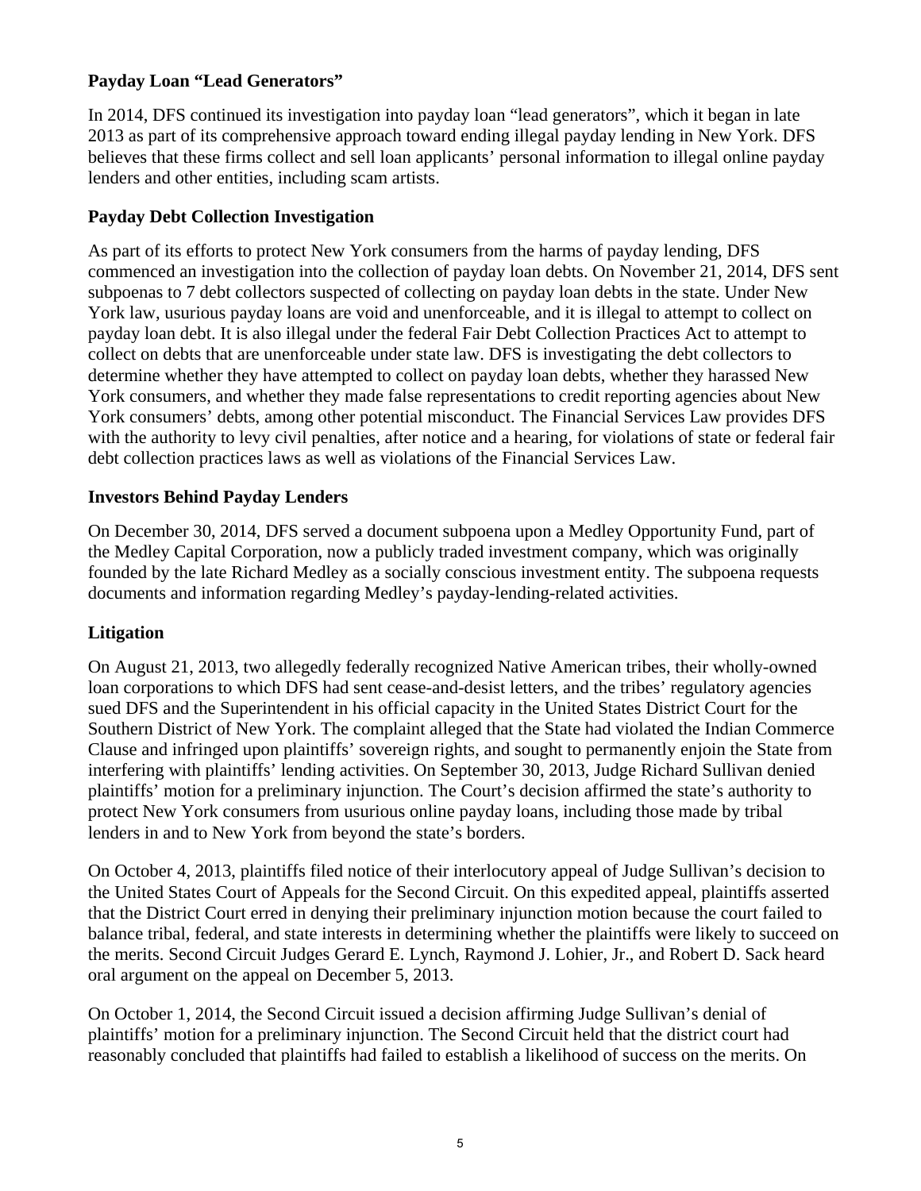**Payday Loan "Lead Generators"**

In 2014, DFS continued its investigation into payday loan "lead generators", which it began in late 2013 as part of its comprehensive approach toward ending illegal payday lending in New York. DFS believes that these firms collect and sell loan applicants' personal information to illegal online payday lenders and other entities, including scam artists.

**Payday Debt Collection Investigation**

As part of its efforts to protect New York consumers from the harms of payday lending, DFS commenced an investigation into the collection of payday loan debts. On November 21, 2014, DFS sent subpoenas to 7 debt collectors suspected of collecting on payday loan debts in the state. Under New York law, usurious payday loans are void and unenforceable, and it is illegal to attempt to collect on payday loan debt. It is also illegal under the federal Fair Debt Collection Practices Act to attempt to collect on debts that are unenforceable under state law. DFS is investigating the debt collectors to determine whether they have attempted to collect on payday loan debts, whether they harassed New York consumers, and whether they made false representations to credit reporting agencies about New York consumers' debts, among other potential misconduct. The Financial Services Law provides DFS with the authority to levy civil penalties, after notice and a hearing, for violations of state or federal fair debt collection practices laws as well as violations of the Financial Services Law.

**Investors Behind Payday Lenders**

On December 30, 2014, DFS served a document subpoena upon a Medley Opportunity Fund, part of the Medley Capital Corporation, now a publicly traded investment company, which was originally founded by the late Richard Medley as a socially conscious investment entity. The subpoena requests documents and information regarding Medley's payday-lending-related activities.

**Litigation**

On August 21, 2013, two allegedly federally recognized Native American tribes, their wholly-owned loan corporations to which DFS had sent cease-and-desist letters, and the tribes' regulatory agencies sued DFS and the Superintendent in his official capacity in the United States District Court for the Southern District of New York. The complaint alleged that the State had violated the Indian Commerce Clause and infringed upon plaintiffs' sovereign rights, and sought to permanently enjoin the State from interfering with plaintiffs' lending activities. On September 30, 2013, Judge Richard Sullivan denied plaintiffs' motion for a preliminary injunction. The Court's decision affirmed the state's authority to protect New York consumers from usurious online payday loans, including those made by tribal lenders in and to New York from beyond the state's borders.

On October 4, 2013, plaintiffs filed notice of their interlocutory appeal of Judge Sullivan's decision to the United States Court of Appeals for the Second Circuit. On this expedited appeal, plaintiffs asserted that the District Court erred in denying their preliminary injunction motion because the court failed to balance tribal, federal, and state interests in determining whether the plaintiffs were likely to succeed on the merits. Second Circuit Judges Gerard E. Lynch, Raymond J. Lohier, Jr., and Robert D. Sack heard oral argument on the appeal on December 5, 2013.

On October 1, 2014, the Second Circuit issued a decision affirming Judge Sullivan's denial of plaintiffs' motion for a preliminary injunction. The Second Circuit held that the district court had reasonably concluded that plaintiffs had failed to establish a likelihood of success on the merits. On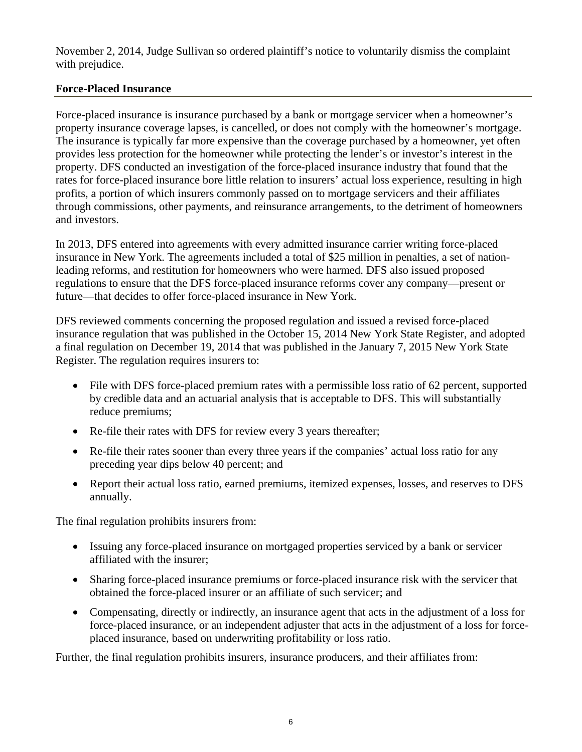November 2, 2014, Judge Sullivan so ordered plaintiff's notice to voluntarily dismiss the complaint with prejudice.

## Force-Placed Insurance

Force-placed insurance is insurance purchased by a bank or mortgage servicer when a homeowner's property insurance coverage lapses, is cancelled, or does not comply with the homeowner's mortgage. The insurance is typically far more expensive than the coverage purchased by a homeowner, yet often provides less protection for the homeowner while protecting the lender's or investor's interest in the property. DFS conducted an investigation of the force-placed insurance industry that found that the rates for force-placed insurance bore little relation to insurers' actual loss experience, resulting in high profits, a portion of which insurers commonly passed on to mortgage servicers and their affiliates through commissions, other payments, and reinsurance arrangements, to the detriment of homeowners and investors.

In 2013, DFS entered into agreements with every admitted insurance carrier writing force-placed insurance in New York. The agreements included a total of $25 million in penalties, a set of nation-leading reforms, and restitution for homeowners who were harmed. DFS also issued proposed regulations to ensure that the DFS force-placed insurance reforms cover any company—present or future—that decides to offer force-placed insurance in New York.

DFS reviewed comments concerning the proposed regulation and issued a revised force-placed insurance regulation that was published in the October 15, 2014 New York State Register, and adopted a final regulation on December 19, 2014 that was published in the January 7, 2015 New York State Register. The regulation requires insurers to:

- File with DFS force-placed premium rates with a permissible loss ratio of 62 percent, supported by credible data and an actuarial analysis that is acceptable to DFS. This will substantially reduce premiums;
- Re-file their rates with DFS for review every 3 years thereafter;
- Re-file their rates sooner than every three years if the companies' actual loss ratio for any preceding year dips below 40 percent; and
- Report their actual loss ratio, earned premiums, itemized expenses, losses, and reserves to DFS annually.

The final regulation prohibits insurers from:

- Issuing any force-placed insurance on mortgaged properties serviced by a bank or servicer affiliated with the insurer;
- Sharing force-placed insurance premiums or force-placed insurance risk with the servicer that obtained the force-placed insurer or an affiliate of such servicer; and
- Compensating, directly or indirectly, an insurance agent that acts in the adjustment of a loss for force-placed insurance, or an independent adjuster that acts in the adjustment of a loss for force-placed insurance, based on underwriting profitability or loss ratio.

Further, the final regulation prohibits insurers, insurance producers, and their affiliates from: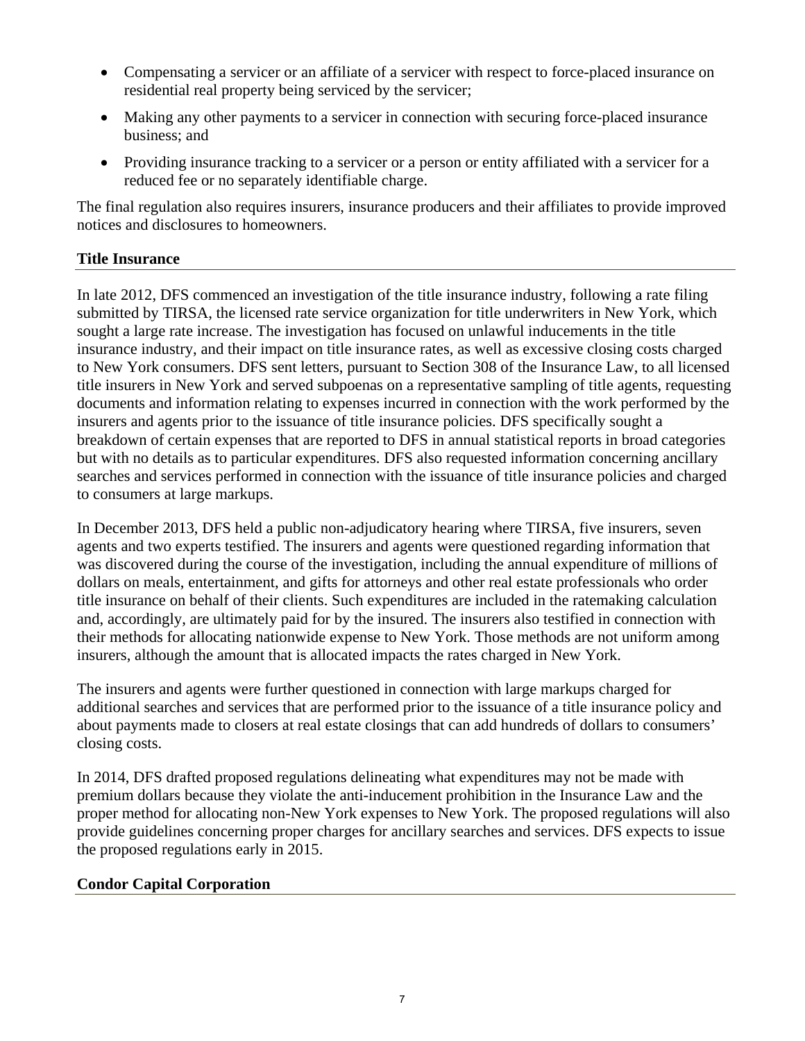- Compensating a servicer or an affiliate of a servicer with respect to force-placed insurance on residential real property being serviced by the servicer;
- Making any other payments to a servicer in connection with securing force-placed insurance business; and
- Providing insurance tracking to a servicer or a person or entity affiliated with a servicer for a reduced fee or no separately identifiable charge.

The final regulation also requires insurers, insurance producers and their affiliates to provide improved notices and disclosures to homeowners.

## Title Insurance

In late 2012, DFS commenced an investigation of the title insurance industry, following a rate filing submitted by TIRSA, the licensed rate service organization for title underwriters in New York, which sought a large rate increase. The investigation has focused on unlawful inducements in the title insurance industry, and their impact on title insurance rates, as well as excessive closing costs charged to New York consumers. DFS sent letters, pursuant to Section 308 of the Insurance Law, to all licensed title insurers in New York and served subpoenas on a representative sampling of title agents, requesting documents and information relating to expenses incurred in connection with the work performed by the insurers and agents prior to the issuance of title insurance policies. DFS specifically sought a breakdown of certain expenses that are reported to DFS in annual statistical reports in broad categories but with no details as to particular expenditures. DFS also requested information concerning ancillary searches and services performed in connection with the issuance of title insurance policies and charged to consumers at large markups.

In December 2013, DFS held a public non-adjudicatory hearing where TIRSA, five insurers, seven agents and two experts testified. The insurers and agents were questioned regarding information that was discovered during the course of the investigation, including the annual expenditure of millions of dollars on meals, entertainment, and gifts for attorneys and other real estate professionals who order title insurance on behalf of their clients. Such expenditures are included in the ratemaking calculation and, accordingly, are ultimately paid for by the insured. The insurers also testified in connection with their methods for allocating nationwide expense to New York. Those methods are not uniform among insurers, although the amount that is allocated impacts the rates charged in New York.

The insurers and agents were further questioned in connection with large markups charged for additional searches and services that are performed prior to the issuance of a title insurance policy and about payments made to closers at real estate closings that can add hundreds of dollars to consumers' closing costs.

In 2014, DFS drafted proposed regulations delineating what expenditures may not be made with premium dollars because they violate the anti-inducement prohibition in the Insurance Law and the proper method for allocating non-New York expenses to New York. The proposed regulations will also provide guidelines concerning proper charges for ancillary searches and services. DFS expects to issue the proposed regulations early in 2015.

## Condor Capital Corporation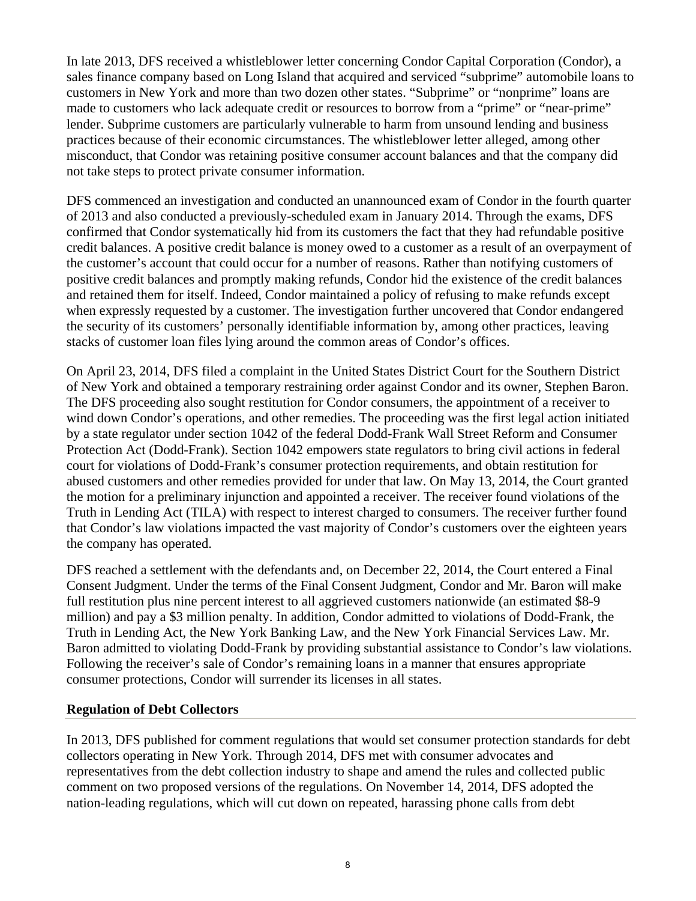In late 2013, DFS received a whistleblower letter concerning Condor Capital Corporation (Condor), a sales finance company based on Long Island that acquired and serviced "subprime" automobile loans to customers in New York and more than two dozen other states. "Subprime" or "nonprime" loans are made to customers who lack adequate credit or resources to borrow from a "prime" or "near-prime" lender. Subprime customers are particularly vulnerable to harm from unsound lending and business practices because of their economic circumstances. The whistleblower letter alleged, among other misconduct, that Condor was retaining positive consumer account balances and that the company did not take steps to protect private consumer information.

DFS commenced an investigation and conducted an unannounced exam of Condor in the fourth quarter of 2013 and also conducted a previously-scheduled exam in January 2014. Through the exams, DFS confirmed that Condor systematically hid from its customers the fact that they had refundable positive credit balances. A positive credit balance is money owed to a customer as a result of an overpayment of the customer's account that could occur for a number of reasons. Rather than notifying customers of positive credit balances and promptly making refunds, Condor hid the existence of the credit balances and retained them for itself. Indeed, Condor maintained a policy of refusing to make refunds except when expressly requested by a customer. The investigation further uncovered that Condor endangered the security of its customers' personally identifiable information by, among other practices, leaving stacks of customer loan files lying around the common areas of Condor's offices.

On April 23, 2014, DFS filed a complaint in the United States District Court for the Southern District of New York and obtained a temporary restraining order against Condor and its owner, Stephen Baron. The DFS proceeding also sought restitution for Condor consumers, the appointment of a receiver to wind down Condor's operations, and other remedies. The proceeding was the first legal action initiated by a state regulator under section 1042 of the federal Dodd-Frank Wall Street Reform and Consumer Protection Act (Dodd-Frank). Section 1042 empowers state regulators to bring civil actions in federal court for violations of Dodd-Frank's consumer protection requirements, and obtain restitution for abused customers and other remedies provided for under that law. On May 13, 2014, the Court granted the motion for a preliminary injunction and appointed a receiver. The receiver found violations of the Truth in Lending Act (TILA) with respect to interest charged to consumers. The receiver further found that Condor's law violations impacted the vast majority of Condor's customers over the eighteen years the company has operated.

DFS reached a settlement with the defendants and, on December 22, 2014, the Court entered a Final Consent Judgment. Under the terms of the Final Consent Judgment, Condor and Mr. Baron will make full restitution plus nine percent interest to all aggrieved customers nationwide (an estimated $8-9 million) and pay a $3 million penalty. In addition, Condor admitted to violations of Dodd-Frank, the Truth in Lending Act, the New York Banking Law, and the New York Financial Services Law. Mr. Baron admitted to violating Dodd-Frank by providing substantial assistance to Condor's law violations. Following the receiver's sale of Condor's remaining loans in a manner that ensures appropriate consumer protections, Condor will surrender its licenses in all states.

## Regulation of Debt Collectors

In 2013, DFS published for comment regulations that would set consumer protection standards for debt collectors operating in New York. Through 2014, DFS met with consumer advocates and representatives from the debt collection industry to shape and amend the rules and collected public comment on two proposed versions of the regulations. On November 14, 2014, DFS adopted the nation-leading regulations, which will cut down on repeated, harassing phone calls from debt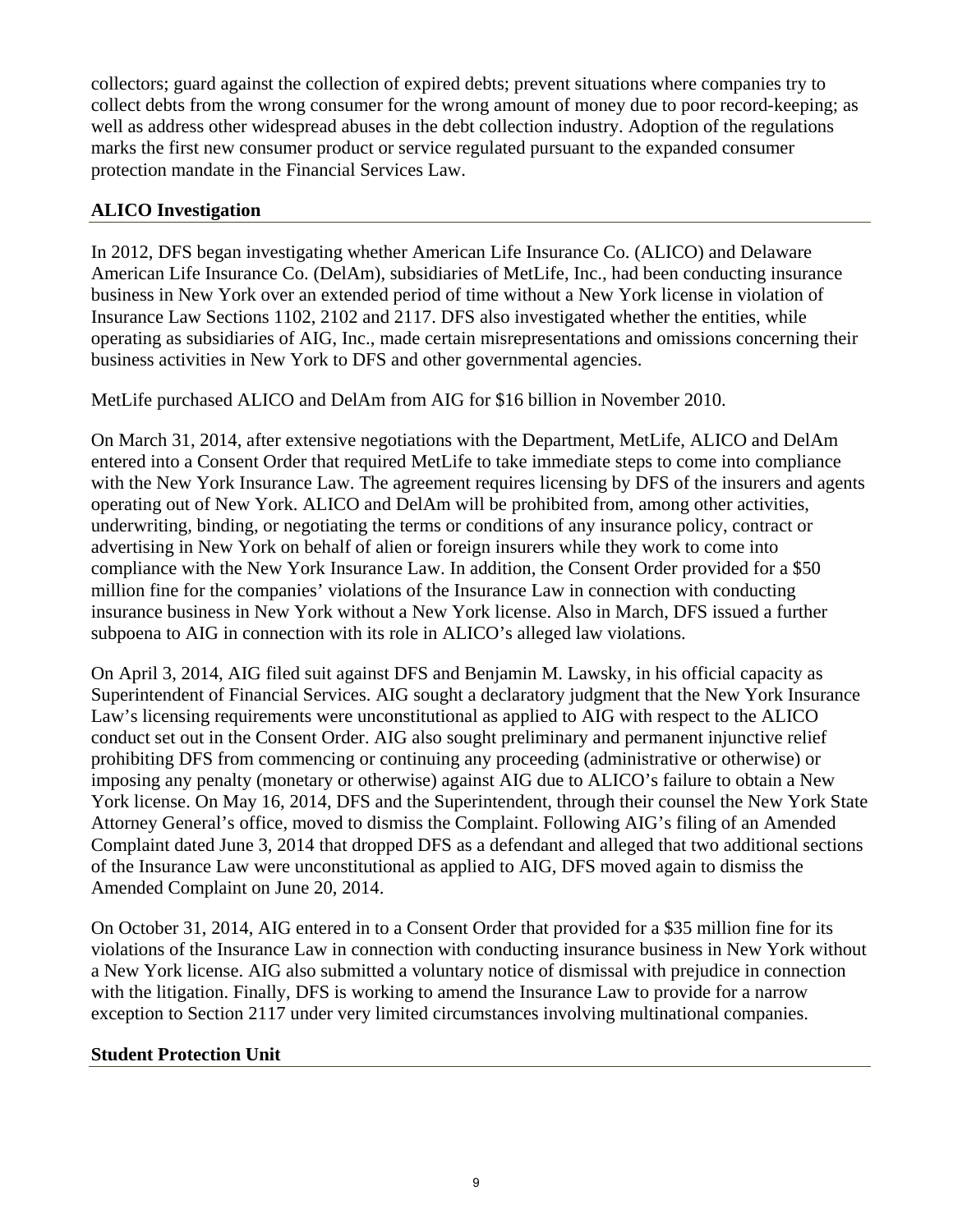collectors; guard against the collection of expired debts; prevent situations where companies try to collect debts from the wrong consumer for the wrong amount of money due to poor record-keeping; as well as address other widespread abuses in the debt collection industry. Adoption of the regulations marks the first new consumer product or service regulated pursuant to the expanded consumer protection mandate in the Financial Services Law.

### ALICO Investigation

In 2012, DFS began investigating whether American Life Insurance Co. (ALICO) and Delaware American Life Insurance Co. (DelAm), subsidiaries of MetLife, Inc., had been conducting insurance business in New York over an extended period of time without a New York license in violation of Insurance Law Sections 1102, 2102 and 2117. DFS also investigated whether the entities, while operating as subsidiaries of AIG, Inc., made certain misrepresentations and omissions concerning their business activities in New York to DFS and other governmental agencies.

MetLife purchased ALICO and DelAm from AIG for $16 billion in November 2010.

On March 31, 2014, after extensive negotiations with the Department, MetLife, ALICO and DelAm entered into a Consent Order that required MetLife to take immediate steps to come into compliance with the New York Insurance Law. The agreement requires licensing by DFS of the insurers and agents operating out of New York. ALICO and DelAm will be prohibited from, among other activities, underwriting, binding, or negotiating the terms or conditions of any insurance policy, contract or advertising in New York on behalf of alien or foreign insurers while they work to come into compliance with the New York Insurance Law. In addition, the Consent Order provided for a $50 million fine for the companies' violations of the Insurance Law in connection with conducting insurance business in New York without a New York license. Also in March, DFS issued a further subpoena to AIG in connection with its role in ALICO's alleged law violations.

On April 3, 2014, AIG filed suit against DFS and Benjamin M. Lawsky, in his official capacity as Superintendent of Financial Services. AIG sought a declaratory judgment that the New York Insurance Law's licensing requirements were unconstitutional as applied to AIG with respect to the ALICO conduct set out in the Consent Order. AIG also sought preliminary and permanent injunctive relief prohibiting DFS from commencing or continuing any proceeding (administrative or otherwise) or imposing any penalty (monetary or otherwise) against AIG due to ALICO's failure to obtain a New York license. On May 16, 2014, DFS and the Superintendent, through their counsel the New York State Attorney General's office, moved to dismiss the Complaint. Following AIG's filing of an Amended Complaint dated June 3, 2014 that dropped DFS as a defendant and alleged that two additional sections of the Insurance Law were unconstitutional as applied to AIG, DFS moved again to dismiss the Amended Complaint on June 20, 2014.

On October 31, 2014, AIG entered in to a Consent Order that provided for a $35 million fine for its violations of the Insurance Law in connection with conducting insurance business in New York without a New York license. AIG also submitted a voluntary notice of dismissal with prejudice in connection with the litigation. Finally, DFS is working to amend the Insurance Law to provide for a narrow exception to Section 2117 under very limited circumstances involving multinational companies.

### Student Protection Unit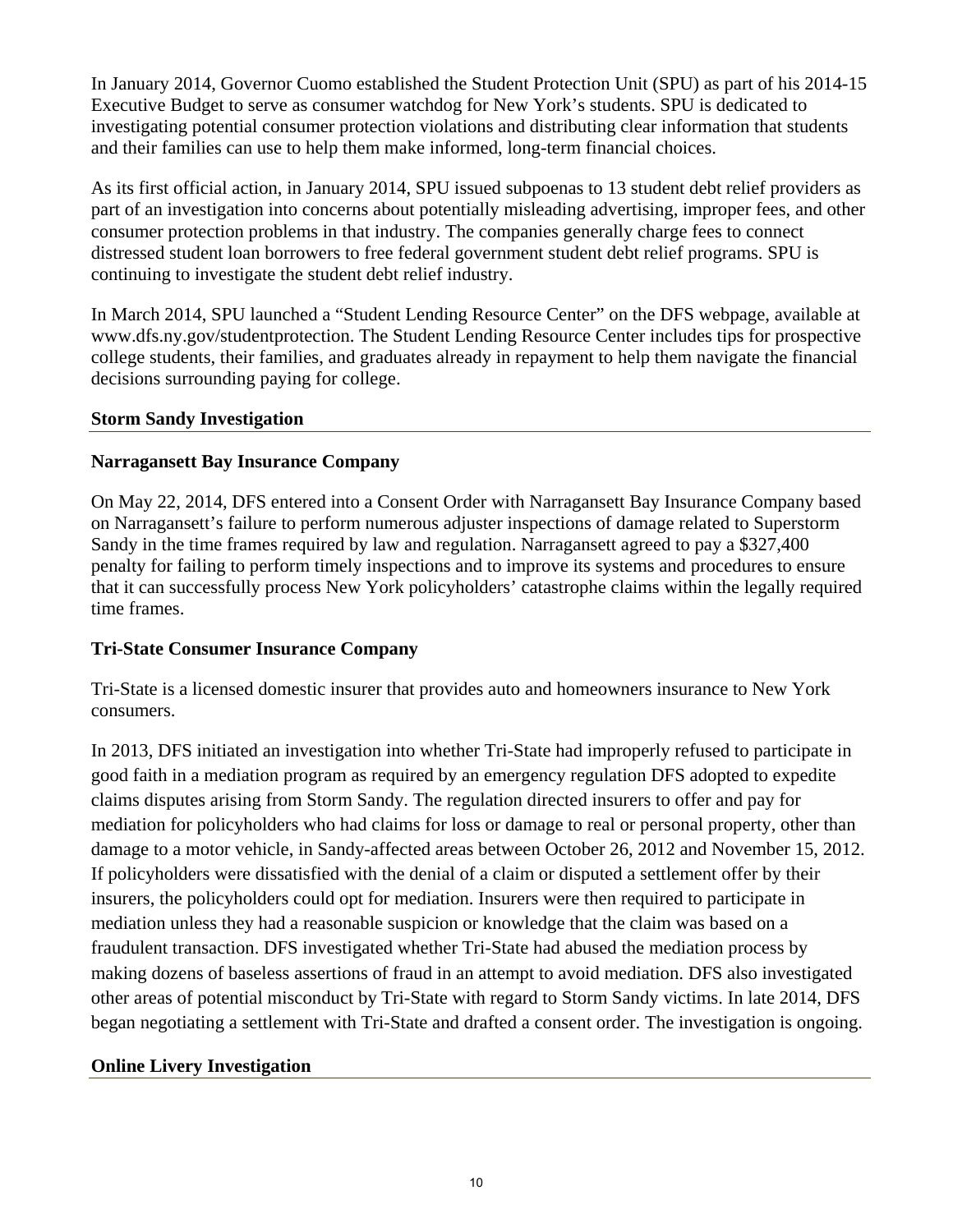In January 2014, Governor Cuomo established the Student Protection Unit (SPU) as part of his 2014-15 Executive Budget to serve as consumer watchdog for New York's students. SPU is dedicated to investigating potential consumer protection violations and distributing clear information that students and their families can use to help them make informed, long-term financial choices.

As its first official action, in January 2014, SPU issued subpoenas to 13 student debt relief providers as part of an investigation into concerns about potentially misleading advertising, improper fees, and other consumer protection problems in that industry. The companies generally charge fees to connect distressed student loan borrowers to free federal government student debt relief programs. SPU is continuing to investigate the student debt relief industry.

In March 2014, SPU launched a "Student Lending Resource Center" on the DFS webpage, available at www.dfs.ny.gov/studentprotection. The Student Lending Resource Center includes tips for prospective college students, their families, and graduates already in repayment to help them navigate the financial decisions surrounding paying for college.

## Storm Sandy Investigation

### Narragansett Bay Insurance Company

On May 22, 2014, DFS entered into a Consent Order with Narragansett Bay Insurance Company based on Narragansett's failure to perform numerous adjuster inspections of damage related to Superstorm Sandy in the time frames required by law and regulation. Narragansett agreed to pay a $327,400 penalty for failing to perform timely inspections and to improve its systems and procedures to ensure that it can successfully process New York policyholders' catastrophe claims within the legally required time frames.

### Tri-State Consumer Insurance Company

Tri-State is a licensed domestic insurer that provides auto and homeowners insurance to New York consumers.

In 2013, DFS initiated an investigation into whether Tri-State had improperly refused to participate in good faith in a mediation program as required by an emergency regulation DFS adopted to expedite claims disputes arising from Storm Sandy. The regulation directed insurers to offer and pay for mediation for policyholders who had claims for loss or damage to real or personal property, other than damage to a motor vehicle, in Sandy-affected areas between October 26, 2012 and November 15, 2012. If policyholders were dissatisfied with the denial of a claim or disputed a settlement offer by their insurers, the policyholders could opt for mediation. Insurers were then required to participate in mediation unless they had a reasonable suspicion or knowledge that the claim was based on a fraudulent transaction. DFS investigated whether Tri-State had abused the mediation process by making dozens of baseless assertions of fraud in an attempt to avoid mediation. DFS also investigated other areas of potential misconduct by Tri-State with regard to Storm Sandy victims. In late 2014, DFS began negotiating a settlement with Tri-State and drafted a consent order. The investigation is ongoing.

## Online Livery Investigation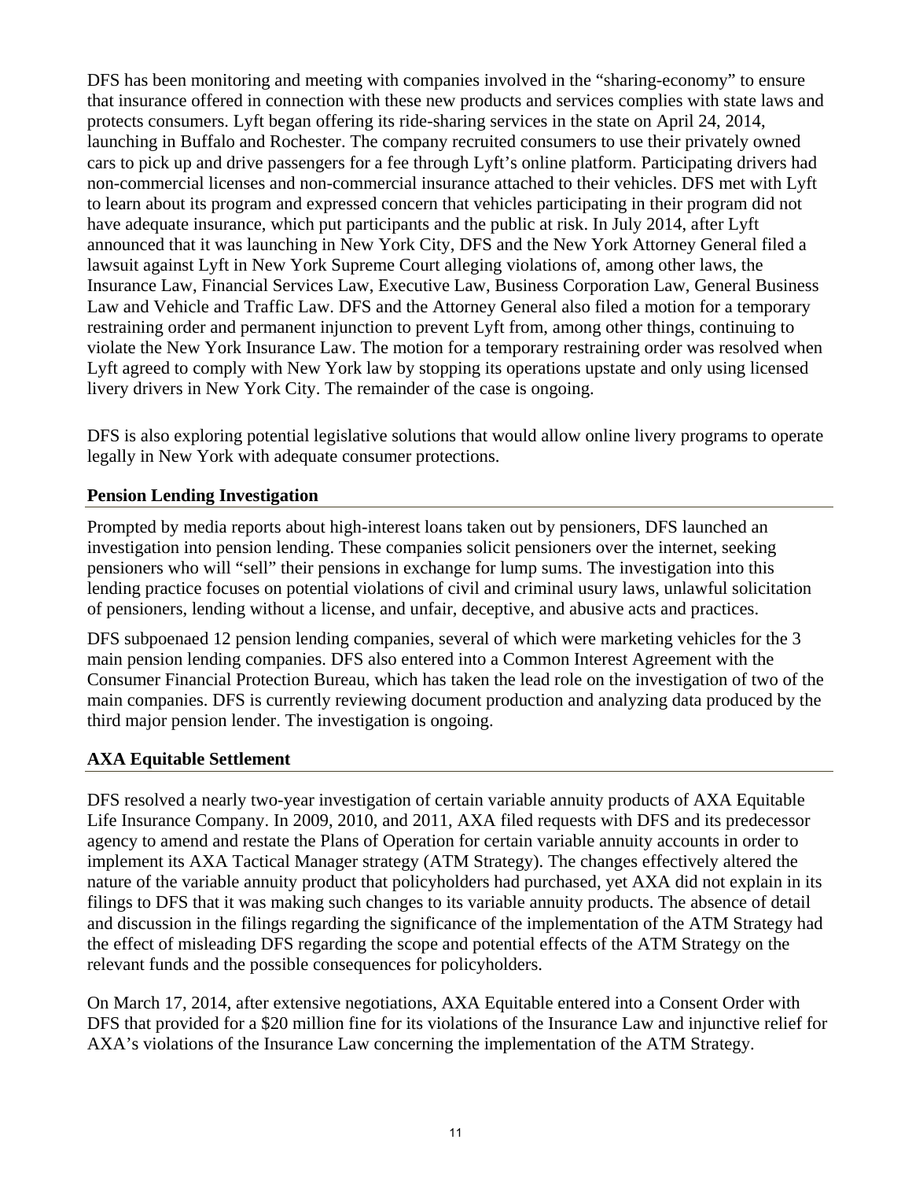DFS has been monitoring and meeting with companies involved in the "sharing-economy" to ensure that insurance offered in connection with these new products and services complies with state laws and protects consumers. Lyft began offering its ride-sharing services in the state on April 24, 2014, launching in Buffalo and Rochester. The company recruited consumers to use their privately owned cars to pick up and drive passengers for a fee through Lyft's online platform. Participating drivers had non-commercial licenses and non-commercial insurance attached to their vehicles. DFS met with Lyft to learn about its program and expressed concern that vehicles participating in their program did not have adequate insurance, which put participants and the public at risk. In July 2014, after Lyft announced that it was launching in New York City, DFS and the New York Attorney General filed a lawsuit against Lyft in New York Supreme Court alleging violations of, among other laws, the Insurance Law, Financial Services Law, Executive Law, Business Corporation Law, General Business Law and Vehicle and Traffic Law. DFS and the Attorney General also filed a motion for a temporary restraining order and permanent injunction to prevent Lyft from, among other things, continuing to violate the New York Insurance Law. The motion for a temporary restraining order was resolved when Lyft agreed to comply with New York law by stopping its operations upstate and only using licensed livery drivers in New York City. The remainder of the case is ongoing.

DFS is also exploring potential legislative solutions that would allow online livery programs to operate legally in New York with adequate consumer protections.

### Pension Lending Investigation

Prompted by media reports about high-interest loans taken out by pensioners, DFS launched an investigation into pension lending. These companies solicit pensioners over the internet, seeking pensioners who will "sell" their pensions in exchange for lump sums. The investigation into this lending practice focuses on potential violations of civil and criminal usury laws, unlawful solicitation of pensioners, lending without a license, and unfair, deceptive, and abusive acts and practices.

DFS subpoenaed 12 pension lending companies, several of which were marketing vehicles for the 3 main pension lending companies. DFS also entered into a Common Interest Agreement with the Consumer Financial Protection Bureau, which has taken the lead role on the investigation of two of the main companies. DFS is currently reviewing document production and analyzing data produced by the third major pension lender. The investigation is ongoing.

### AXA Equitable Settlement

DFS resolved a nearly two-year investigation of certain variable annuity products of AXA Equitable Life Insurance Company. In 2009, 2010, and 2011, AXA filed requests with DFS and its predecessor agency to amend and restate the Plans of Operation for certain variable annuity accounts in order to implement its AXA Tactical Manager strategy (ATM Strategy). The changes effectively altered the nature of the variable annuity product that policyholders had purchased, yet AXA did not explain in its filings to DFS that it was making such changes to its variable annuity products. The absence of detail and discussion in the filings regarding the significance of the implementation of the ATM Strategy had the effect of misleading DFS regarding the scope and potential effects of the ATM Strategy on the relevant funds and the possible consequences for policyholders.

On March 17, 2014, after extensive negotiations, AXA Equitable entered into a Consent Order with DFS that provided for a $20 million fine for its violations of the Insurance Law and injunctive relief for AXA's violations of the Insurance Law concerning the implementation of the ATM Strategy.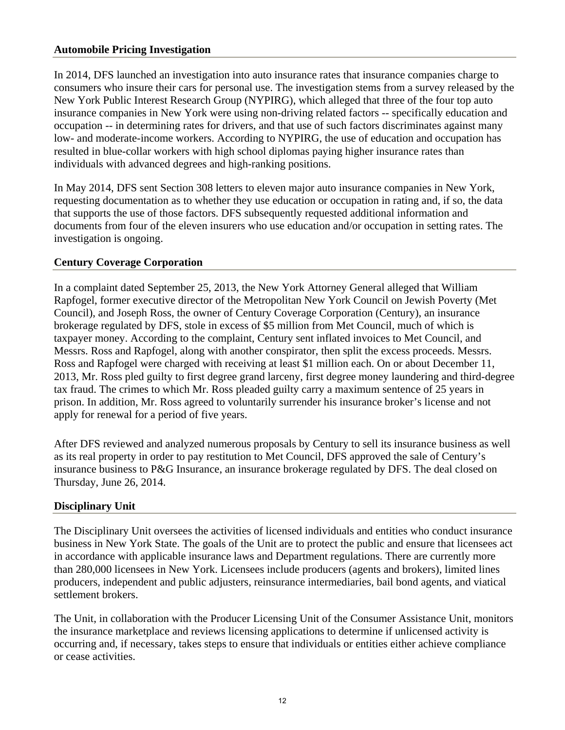### Automobile Pricing Investigation

In 2014, DFS launched an investigation into auto insurance rates that insurance companies charge to consumers who insure their cars for personal use. The investigation stems from a survey released by the New York Public Interest Research Group (NYPIRG), which alleged that three of the four top auto insurance companies in New York were using non-driving related factors -- specifically education and occupation -- in determining rates for drivers, and that use of such factors discriminates against many low- and moderate-income workers. According to NYPIRG, the use of education and occupation has resulted in blue-collar workers with high school diplomas paying higher insurance rates than individuals with advanced degrees and high-ranking positions.

In May 2014, DFS sent Section 308 letters to eleven major auto insurance companies in New York, requesting documentation as to whether they use education or occupation in rating and, if so, the data that supports the use of those factors. DFS subsequently requested additional information and documents from four of the eleven insurers who use education and/or occupation in setting rates. The investigation is ongoing.

### Century Coverage Corporation

In a complaint dated September 25, 2013, the New York Attorney General alleged that William Rapfogel, former executive director of the Metropolitan New York Council on Jewish Poverty (Met Council), and Joseph Ross, the owner of Century Coverage Corporation (Century), an insurance brokerage regulated by DFS, stole in excess of $5 million from Met Council, much of which is taxpayer money. According to the complaint, Century sent inflated invoices to Met Council, and Messrs. Ross and Rapfogel, along with another conspirator, then split the excess proceeds. Messrs. Ross and Rapfogel were charged with receiving at least $1 million each. On or about December 11, 2013, Mr. Ross pled guilty to first degree grand larceny, first degree money laundering and third-degree tax fraud. The crimes to which Mr. Ross pleaded guilty carry a maximum sentence of 25 years in prison. In addition, Mr. Ross agreed to voluntarily surrender his insurance broker's license and not apply for renewal for a period of five years.

After DFS reviewed and analyzed numerous proposals by Century to sell its insurance business as well as its real property in order to pay restitution to Met Council, DFS approved the sale of Century's insurance business to P&G Insurance, an insurance brokerage regulated by DFS. The deal closed on Thursday, June 26, 2014.

### Disciplinary Unit

The Disciplinary Unit oversees the activities of licensed individuals and entities who conduct insurance business in New York State. The goals of the Unit are to protect the public and ensure that licensees act in accordance with applicable insurance laws and Department regulations. There are currently more than 280,000 licensees in New York. Licensees include producers (agents and brokers), limited lines producers, independent and public adjusters, reinsurance intermediaries, bail bond agents, and viatical settlement brokers.

The Unit, in collaboration with the Producer Licensing Unit of the Consumer Assistance Unit, monitors the insurance marketplace and reviews licensing applications to determine if unlicensed activity is occurring and, if necessary, takes steps to ensure that individuals or entities either achieve compliance or cease activities.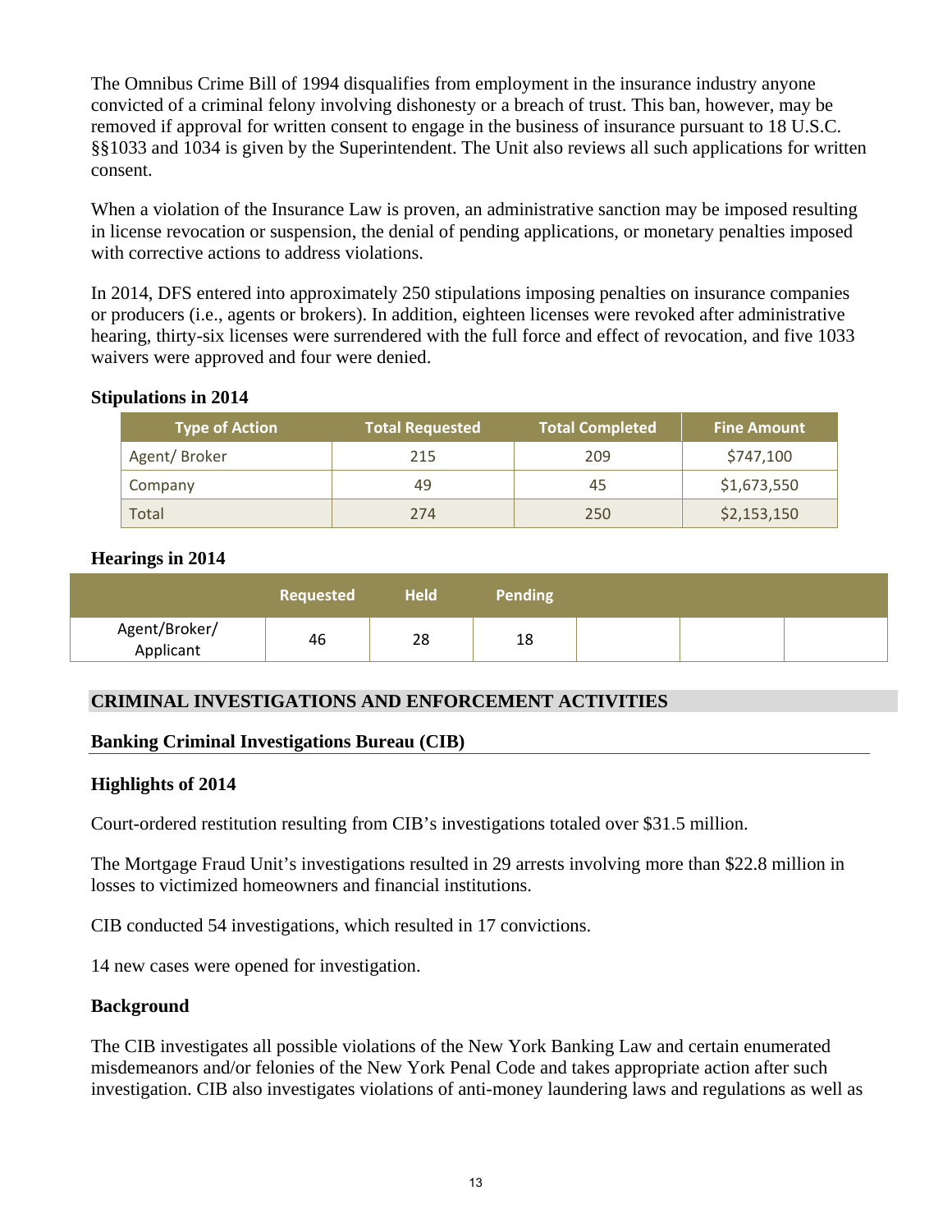The Omnibus Crime Bill of 1994 disqualifies from employment in the insurance industry anyone convicted of a criminal felony involving dishonesty or a breach of trust. This ban, however, may be removed if approval for written consent to engage in the business of insurance pursuant to 18 U.S.C. §§1033 and 1034 is given by the Superintendent. The Unit also reviews all such applications for written consent.

When a violation of the Insurance Law is proven, an administrative sanction may be imposed resulting in license revocation or suspension, the denial of pending applications, or monetary penalties imposed with corrective actions to address violations.

In 2014, DFS entered into approximately 250 stipulations imposing penalties on insurance companies or producers (i.e., agents or brokers). In addition, eighteen licenses were revoked after administrative hearing, thirty-six licenses were surrendered with the full force and effect of revocation, and five 1033 waivers were approved and four were denied.

**Stipulations in 2014**

| Type of Action | Total Requested | Total Completed | Fine Amount |
|---|---|---|---|
| Agent/ Broker | 215 | 209 | $747,100 |
| Company | 49 | 45 | $1,673,550 |
| Total | 274 | 250 | $2,153,150 |

**Hearings in 2014**

| | Requested | Held | Pending | | | |
|---|---|---|---|---|---|---|
| Agent/Broker/ Applicant | 46 | 28 | 18 | | | |

## CRIMINAL INVESTIGATIONS AND ENFORCEMENT ACTIVITIES

### Banking Criminal Investigations Bureau (CIB)

**Highlights of 2014**

Court-ordered restitution resulting from CIB's investigations totaled over $31.5 million.

The Mortgage Fraud Unit's investigations resulted in 29 arrests involving more than $22.8 million in losses to victimized homeowners and financial institutions.

CIB conducted 54 investigations, which resulted in 17 convictions.

14 new cases were opened for investigation.

**Background**

The CIB investigates all possible violations of the New York Banking Law and certain enumerated misdemeanors and/or felonies of the New York Penal Code and takes appropriate action after such investigation. CIB also investigates violations of anti-money laundering laws and regulations as well as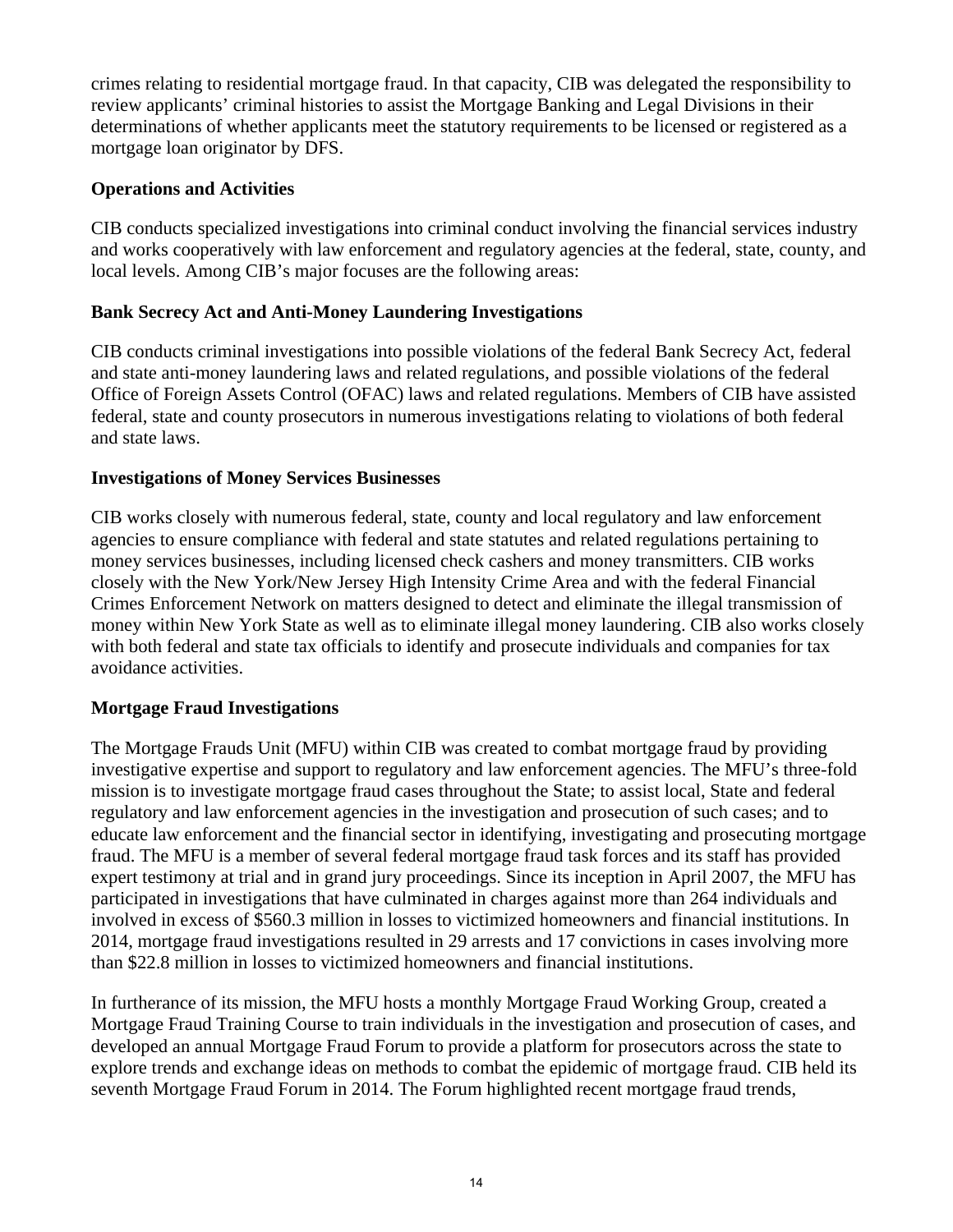crimes relating to residential mortgage fraud. In that capacity, CIB was delegated the responsibility to review applicants' criminal histories to assist the Mortgage Banking and Legal Divisions in their determinations of whether applicants meet the statutory requirements to be licensed or registered as a mortgage loan originator by DFS.

**Operations and Activities**

CIB conducts specialized investigations into criminal conduct involving the financial services industry and works cooperatively with law enforcement and regulatory agencies at the federal, state, county, and local levels. Among CIB's major focuses are the following areas:

**Bank Secrecy Act and Anti-Money Laundering Investigations**

CIB conducts criminal investigations into possible violations of the federal Bank Secrecy Act, federal and state anti-money laundering laws and related regulations, and possible violations of the federal Office of Foreign Assets Control (OFAC) laws and related regulations. Members of CIB have assisted federal, state and county prosecutors in numerous investigations relating to violations of both federal and state laws.

**Investigations of Money Services Businesses**

CIB works closely with numerous federal, state, county and local regulatory and law enforcement agencies to ensure compliance with federal and state statutes and related regulations pertaining to money services businesses, including licensed check cashers and money transmitters. CIB works closely with the New York/New Jersey High Intensity Crime Area and with the federal Financial Crimes Enforcement Network on matters designed to detect and eliminate the illegal transmission of money within New York State as well as to eliminate illegal money laundering. CIB also works closely with both federal and state tax officials to identify and prosecute individuals and companies for tax avoidance activities.

**Mortgage Fraud Investigations**

The Mortgage Frauds Unit (MFU) within CIB was created to combat mortgage fraud by providing investigative expertise and support to regulatory and law enforcement agencies. The MFU's three-fold mission is to investigate mortgage fraud cases throughout the State; to assist local, State and federal regulatory and law enforcement agencies in the investigation and prosecution of such cases; and to educate law enforcement and the financial sector in identifying, investigating and prosecuting mortgage fraud. The MFU is a member of several federal mortgage fraud task forces and its staff has provided expert testimony at trial and in grand jury proceedings. Since its inception in April 2007, the MFU has participated in investigations that have culminated in charges against more than 264 individuals and involved in excess of $560.3 million in losses to victimized homeowners and financial institutions. In 2014, mortgage fraud investigations resulted in 29 arrests and 17 convictions in cases involving more than $22.8 million in losses to victimized homeowners and financial institutions.

In furtherance of its mission, the MFU hosts a monthly Mortgage Fraud Working Group, created a Mortgage Fraud Training Course to train individuals in the investigation and prosecution of cases, and developed an annual Mortgage Fraud Forum to provide a platform for prosecutors across the state to explore trends and exchange ideas on methods to combat the epidemic of mortgage fraud. CIB held its seventh Mortgage Fraud Forum in 2014. The Forum highlighted recent mortgage fraud trends,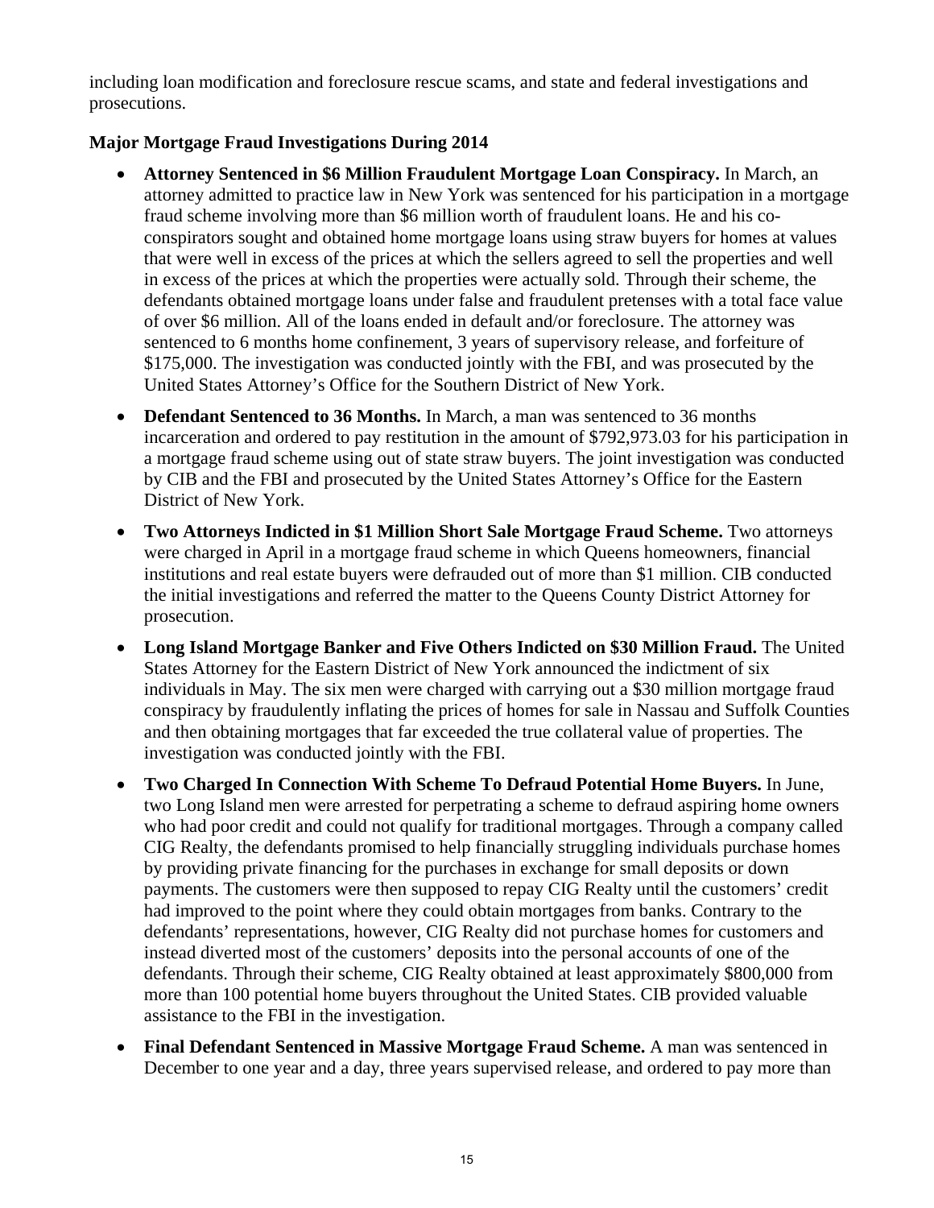including loan modification and foreclosure rescue scams, and state and federal investigations and prosecutions.

**Major Mortgage Fraud Investigations During 2014**

- **Attorney Sentenced in $6 Million Fraudulent Mortgage Loan Conspiracy.** In March, an attorney admitted to practice law in New York was sentenced for his participation in a mortgage fraud scheme involving more than $6 million worth of fraudulent loans. He and his co-conspirators sought and obtained home mortgage loans using straw buyers for homes at values that were well in excess of the prices at which the sellers agreed to sell the properties and well in excess of the prices at which the properties were actually sold. Through their scheme, the defendants obtained mortgage loans under false and fraudulent pretenses with a total face value of over $6 million. All of the loans ended in default and/or foreclosure. The attorney was sentenced to 6 months home confinement, 3 years of supervisory release, and forfeiture of $175,000. The investigation was conducted jointly with the FBI, and was prosecuted by the United States Attorney's Office for the Southern District of New York.
- **Defendant Sentenced to 36 Months.** In March, a man was sentenced to 36 months incarceration and ordered to pay restitution in the amount of $792,973.03 for his participation in a mortgage fraud scheme using out of state straw buyers. The joint investigation was conducted by CIB and the FBI and prosecuted by the United States Attorney's Office for the Eastern District of New York.
- **Two Attorneys Indicted in $1 Million Short Sale Mortgage Fraud Scheme.** Two attorneys were charged in April in a mortgage fraud scheme in which Queens homeowners, financial institutions and real estate buyers were defrauded out of more than $1 million. CIB conducted the initial investigations and referred the matter to the Queens County District Attorney for prosecution.
- **Long Island Mortgage Banker and Five Others Indicted on $30 Million Fraud.** The United States Attorney for the Eastern District of New York announced the indictment of six individuals in May. The six men were charged with carrying out a $30 million mortgage fraud conspiracy by fraudulently inflating the prices of homes for sale in Nassau and Suffolk Counties and then obtaining mortgages that far exceeded the true collateral value of properties. The investigation was conducted jointly with the FBI.
- **Two Charged In Connection With Scheme To Defraud Potential Home Buyers.** In June, two Long Island men were arrested for perpetrating a scheme to defraud aspiring home owners who had poor credit and could not qualify for traditional mortgages. Through a company called CIG Realty, the defendants promised to help financially struggling individuals purchase homes by providing private financing for the purchases in exchange for small deposits or down payments. The customers were then supposed to repay CIG Realty until the customers' credit had improved to the point where they could obtain mortgages from banks. Contrary to the defendants' representations, however, CIG Realty did not purchase homes for customers and instead diverted most of the customers' deposits into the personal accounts of one of the defendants. Through their scheme, CIG Realty obtained at least approximately $800,000 from more than 100 potential home buyers throughout the United States. CIB provided valuable assistance to the FBI in the investigation.
- **Final Defendant Sentenced in Massive Mortgage Fraud Scheme.** A man was sentenced in December to one year and a day, three years supervised release, and ordered to pay more than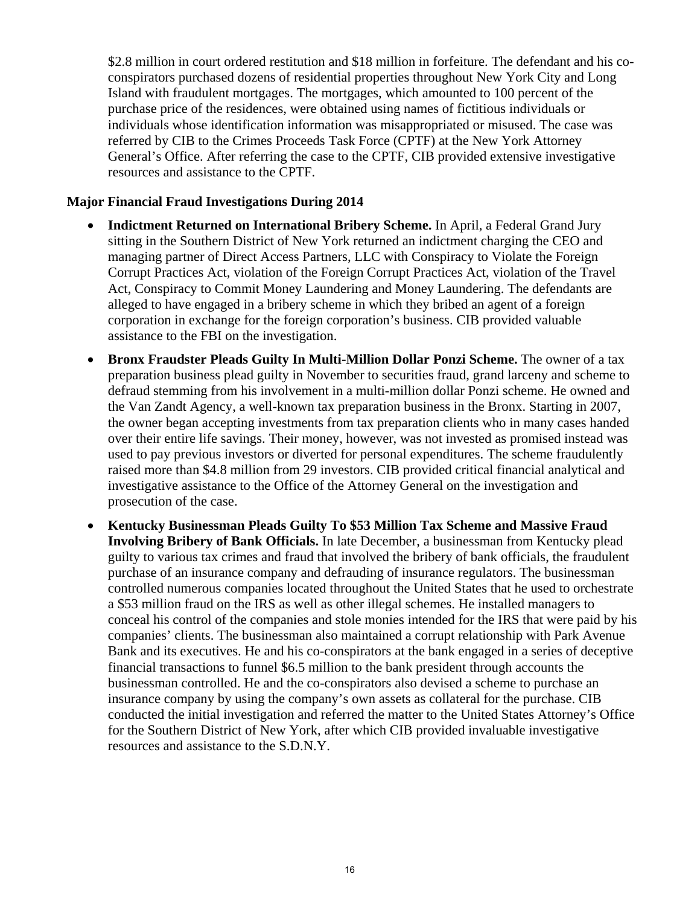$2.8 million in court ordered restitution and $18 million in forfeiture. The defendant and his co-conspirators purchased dozens of residential properties throughout New York City and Long Island with fraudulent mortgages. The mortgages, which amounted to 100 percent of the purchase price of the residences, were obtained using names of fictitious individuals or individuals whose identification information was misappropriated or misused. The case was referred by CIB to the Crimes Proceeds Task Force (CPTF) at the New York Attorney General's Office. After referring the case to the CPTF, CIB provided extensive investigative resources and assistance to the CPTF.

**Major Financial Fraud Investigations During 2014**

- **Indictment Returned on International Bribery Scheme.** In April, a Federal Grand Jury sitting in the Southern District of New York returned an indictment charging the CEO and managing partner of Direct Access Partners, LLC with Conspiracy to Violate the Foreign Corrupt Practices Act, violation of the Foreign Corrupt Practices Act, violation of the Travel Act, Conspiracy to Commit Money Laundering and Money Laundering. The defendants are alleged to have engaged in a bribery scheme in which they bribed an agent of a foreign corporation in exchange for the foreign corporation's business. CIB provided valuable assistance to the FBI on the investigation.
- **Bronx Fraudster Pleads Guilty In Multi-Million Dollar Ponzi Scheme.** The owner of a tax preparation business plead guilty in November to securities fraud, grand larceny and scheme to defraud stemming from his involvement in a multi-million dollar Ponzi scheme. He owned and the Van Zandt Agency, a well-known tax preparation business in the Bronx. Starting in 2007, the owner began accepting investments from tax preparation clients who in many cases handed over their entire life savings. Their money, however, was not invested as promised instead was used to pay previous investors or diverted for personal expenditures. The scheme fraudulently raised more than $4.8 million from 29 investors. CIB provided critical financial analytical and investigative assistance to the Office of the Attorney General on the investigation and prosecution of the case.
- **Kentucky Businessman Pleads Guilty To $53 Million Tax Scheme and Massive Fraud Involving Bribery of Bank Officials.** In late December, a businessman from Kentucky plead guilty to various tax crimes and fraud that involved the bribery of bank officials, the fraudulent purchase of an insurance company and defrauding of insurance regulators. The businessman controlled numerous companies located throughout the United States that he used to orchestrate a $53 million fraud on the IRS as well as other illegal schemes. He installed managers to conceal his control of the companies and stole monies intended for the IRS that were paid by his companies' clients. The businessman also maintained a corrupt relationship with Park Avenue Bank and its executives. He and his co-conspirators at the bank engaged in a series of deceptive financial transactions to funnel $6.5 million to the bank president through accounts the businessman controlled. He and the co-conspirators also devised a scheme to purchase an insurance company by using the company's own assets as collateral for the purchase. CIB conducted the initial investigation and referred the matter to the United States Attorney's Office for the Southern District of New York, after which CIB provided invaluable investigative resources and assistance to the S.D.N.Y.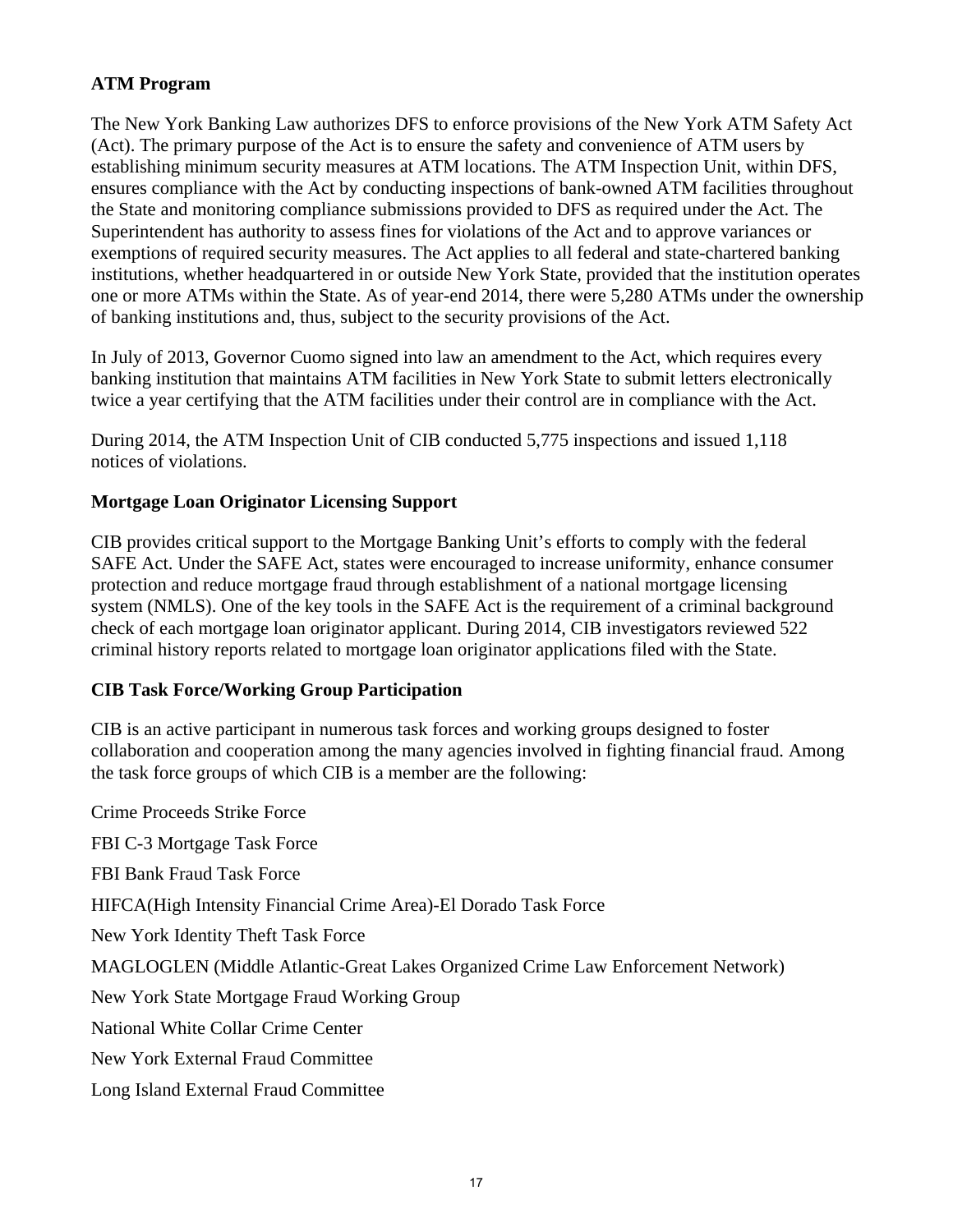**ATM Program**

The New York Banking Law authorizes DFS to enforce provisions of the New York ATM Safety Act (Act). The primary purpose of the Act is to ensure the safety and convenience of ATM users by establishing minimum security measures at ATM locations. The ATM Inspection Unit, within DFS, ensures compliance with the Act by conducting inspections of bank-owned ATM facilities throughout the State and monitoring compliance submissions provided to DFS as required under the Act. The Superintendent has authority to assess fines for violations of the Act and to approve variances or exemptions of required security measures. The Act applies to all federal and state-chartered banking institutions, whether headquartered in or outside New York State, provided that the institution operates one or more ATMs within the State. As of year-end 2014, there were 5,280 ATMs under the ownership of banking institutions and, thus, subject to the security provisions of the Act.

In July of 2013, Governor Cuomo signed into law an amendment to the Act, which requires every banking institution that maintains ATM facilities in New York State to submit letters electronically twice a year certifying that the ATM facilities under their control are in compliance with the Act.

During 2014, the ATM Inspection Unit of CIB conducted 5,775 inspections and issued 1,118 notices of violations.

**Mortgage Loan Originator Licensing Support**

CIB provides critical support to the Mortgage Banking Unit's efforts to comply with the federal SAFE Act. Under the SAFE Act, states were encouraged to increase uniformity, enhance consumer protection and reduce mortgage fraud through establishment of a national mortgage licensing system (NMLS). One of the key tools in the SAFE Act is the requirement of a criminal background check of each mortgage loan originator applicant. During 2014, CIB investigators reviewed 522 criminal history reports related to mortgage loan originator applications filed with the State.

**CIB Task Force/Working Group Participation**

CIB is an active participant in numerous task forces and working groups designed to foster collaboration and cooperation among the many agencies involved in fighting financial fraud. Among the task force groups of which CIB is a member are the following:

Crime Proceeds Strike Force

FBI C-3 Mortgage Task Force

FBI Bank Fraud Task Force

HIFCA(High Intensity Financial Crime Area)-El Dorado Task Force

New York Identity Theft Task Force

MAGLOGLEN (Middle Atlantic-Great Lakes Organized Crime Law Enforcement Network)

New York State Mortgage Fraud Working Group

National White Collar Crime Center

New York External Fraud Committee

Long Island External Fraud Committee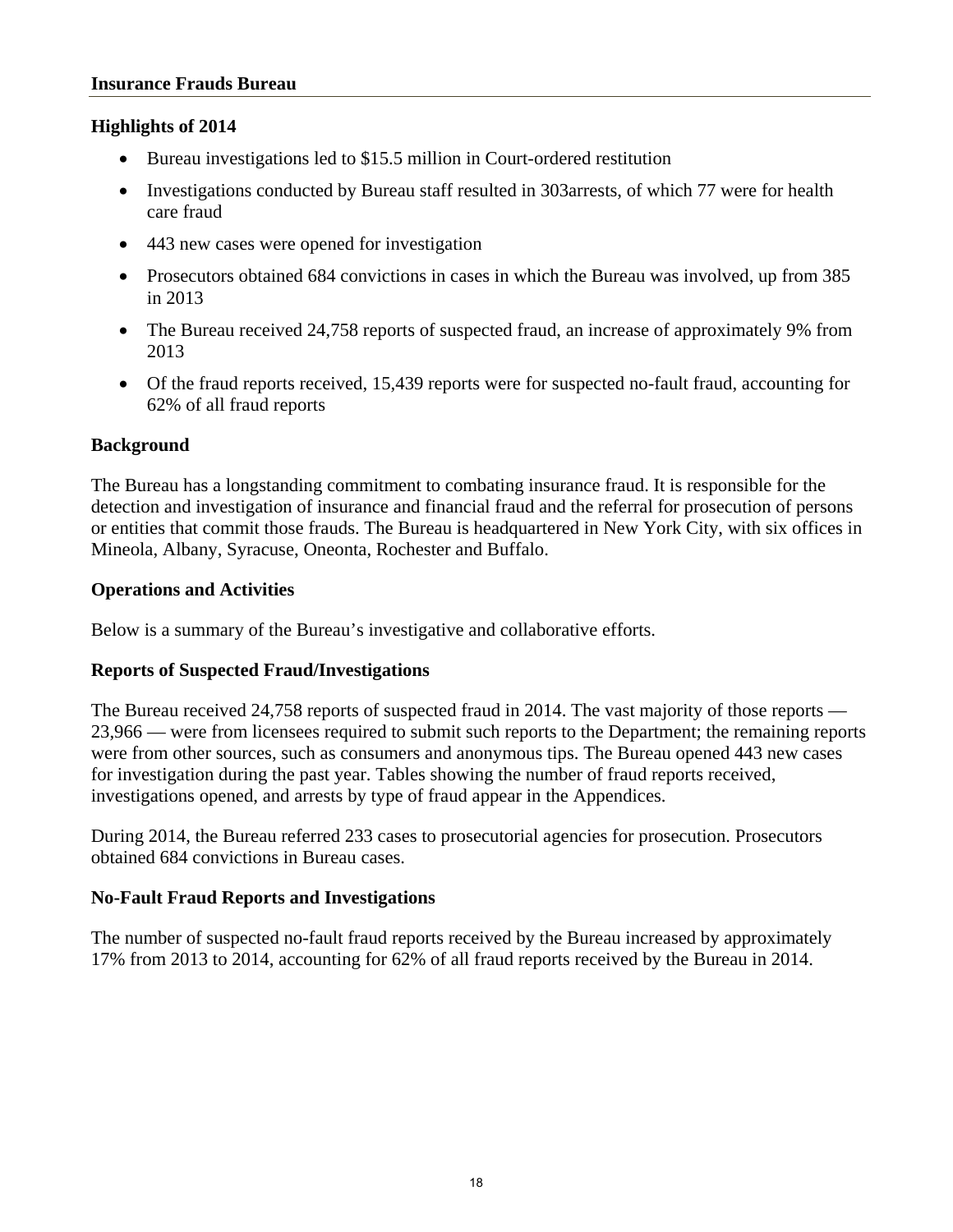## Insurance Frauds Bureau

### Highlights of 2014

- Bureau investigations led to $15.5 million in Court-ordered restitution
- Investigations conducted by Bureau staff resulted in 303arrests, of which 77 were for health care fraud
- 443 new cases were opened for investigation
- Prosecutors obtained 684 convictions in cases in which the Bureau was involved, up from 385 in 2013
- The Bureau received 24,758 reports of suspected fraud, an increase of approximately 9% from 2013
- Of the fraud reports received, 15,439 reports were for suspected no-fault fraud, accounting for 62% of all fraud reports

### Background

The Bureau has a longstanding commitment to combating insurance fraud. It is responsible for the detection and investigation of insurance and financial fraud and the referral for prosecution of persons or entities that commit those frauds. The Bureau is headquartered in New York City, with six offices in Mineola, Albany, Syracuse, Oneonta, Rochester and Buffalo.

### Operations and Activities

Below is a summary of the Bureau's investigative and collaborative efforts.

### Reports of Suspected Fraud/Investigations

The Bureau received 24,758 reports of suspected fraud in 2014. The vast majority of those reports — 23,966 — were from licensees required to submit such reports to the Department; the remaining reports were from other sources, such as consumers and anonymous tips. The Bureau opened 443 new cases for investigation during the past year. Tables showing the number of fraud reports received, investigations opened, and arrests by type of fraud appear in the Appendices.

During 2014, the Bureau referred 233 cases to prosecutorial agencies for prosecution. Prosecutors obtained 684 convictions in Bureau cases.

### No-Fault Fraud Reports and Investigations

The number of suspected no-fault fraud reports received by the Bureau increased by approximately 17% from 2013 to 2014, accounting for 62% of all fraud reports received by the Bureau in 2014.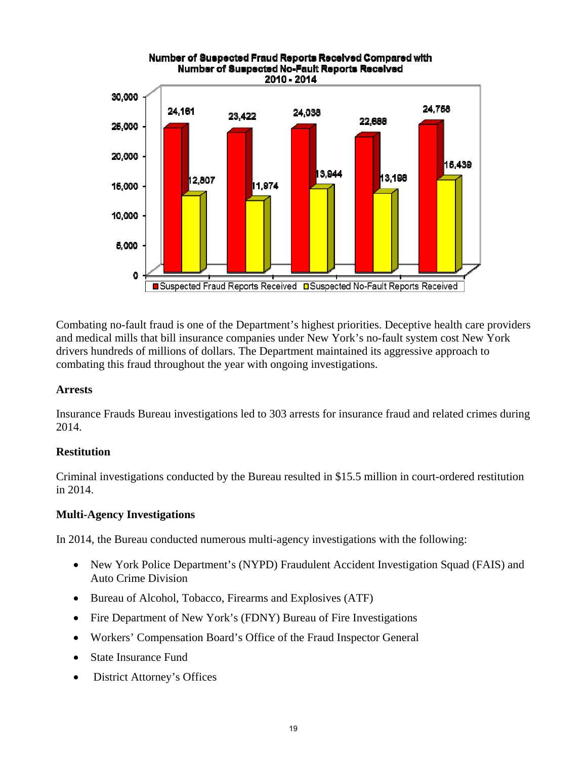**Number of Suspected Fraud Reports Received Compared with Number of Suspected No-Fault Reports Received 2010 - 2014**

| | Suspected Fraud Reports Received | Suspected No-Fault Reports Received |
|---|---|---|
| | 24,161 | 12,807 |
| | 23,422 | 11,974 |
| | 24,038 | 13,944 |
| | 22,688 | 13,198 |
| | 24,758 | 15,439 |

Combating no-fault fraud is one of the Department's highest priorities. Deceptive health care providers and medical mills that bill insurance companies under New York's no-fault system cost New York drivers hundreds of millions of dollars. The Department maintained its aggressive approach to combating this fraud throughout the year with ongoing investigations.

**Arrests**

Insurance Frauds Bureau investigations led to 303 arrests for insurance fraud and related crimes during 2014.

**Restitution**

Criminal investigations conducted by the Bureau resulted in $15.5 million in court-ordered restitution in 2014.

**Multi-Agency Investigations**

In 2014, the Bureau conducted numerous multi-agency investigations with the following:

- New York Police Department's (NYPD) Fraudulent Accident Investigation Squad (FAIS) and Auto Crime Division
- Bureau of Alcohol, Tobacco, Firearms and Explosives (ATF)
- Fire Department of New York's (FDNY) Bureau of Fire Investigations
- Workers' Compensation Board's Office of the Fraud Inspector General
- State Insurance Fund
- District Attorney's Offices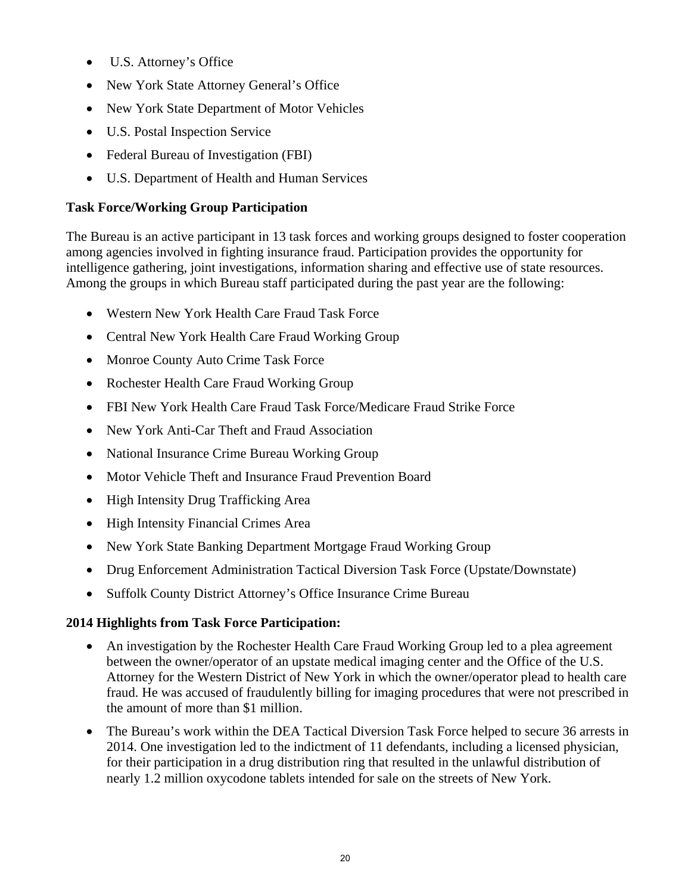- U.S. Attorney's Office
- New York State Attorney General's Office
- New York State Department of Motor Vehicles
- U.S. Postal Inspection Service
- Federal Bureau of Investigation (FBI)
- U.S. Department of Health and Human Services

**Task Force/Working Group Participation**

The Bureau is an active participant in 13 task forces and working groups designed to foster cooperation among agencies involved in fighting insurance fraud. Participation provides the opportunity for intelligence gathering, joint investigations, information sharing and effective use of state resources. Among the groups in which Bureau staff participated during the past year are the following:

- Western New York Health Care Fraud Task Force
- Central New York Health Care Fraud Working Group
- Monroe County Auto Crime Task Force
- Rochester Health Care Fraud Working Group
- FBI New York Health Care Fraud Task Force/Medicare Fraud Strike Force
- New York Anti-Car Theft and Fraud Association
- National Insurance Crime Bureau Working Group
- Motor Vehicle Theft and Insurance Fraud Prevention Board
- High Intensity Drug Trafficking Area
- High Intensity Financial Crimes Area
- New York State Banking Department Mortgage Fraud Working Group
- Drug Enforcement Administration Tactical Diversion Task Force (Upstate/Downstate)
- Suffolk County District Attorney's Office Insurance Crime Bureau

**2014 Highlights from Task Force Participation:**

- An investigation by the Rochester Health Care Fraud Working Group led to a plea agreement between the owner/operator of an upstate medical imaging center and the Office of the U.S. Attorney for the Western District of New York in which the owner/operator plead to health care fraud. He was accused of fraudulently billing for imaging procedures that were not prescribed in the amount of more than $1 million.
- The Bureau's work within the DEA Tactical Diversion Task Force helped to secure 36 arrests in 2014. One investigation led to the indictment of 11 defendants, including a licensed physician, for their participation in a drug distribution ring that resulted in the unlawful distribution of nearly 1.2 million oxycodone tablets intended for sale on the streets of New York.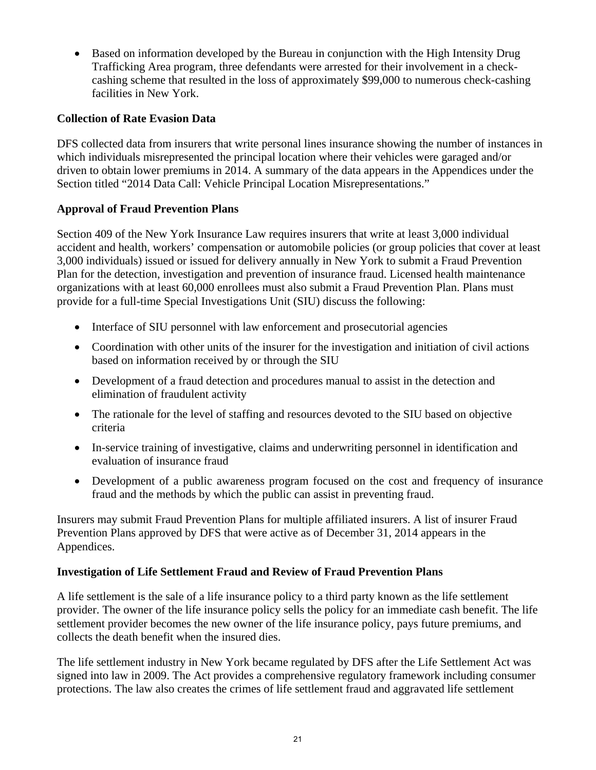- Based on information developed by the Bureau in conjunction with the High Intensity Drug Trafficking Area program, three defendants were arrested for their involvement in a check-cashing scheme that resulted in the loss of approximately $99,000 to numerous check-cashing facilities in New York.

**Collection of Rate Evasion Data**

DFS collected data from insurers that write personal lines insurance showing the number of instances in which individuals misrepresented the principal location where their vehicles were garaged and/or driven to obtain lower premiums in 2014. A summary of the data appears in the Appendices under the Section titled "2014 Data Call: Vehicle Principal Location Misrepresentations."

**Approval of Fraud Prevention Plans**

Section 409 of the New York Insurance Law requires insurers that write at least 3,000 individual accident and health, workers' compensation or automobile policies (or group policies that cover at least 3,000 individuals) issued or issued for delivery annually in New York to submit a Fraud Prevention Plan for the detection, investigation and prevention of insurance fraud. Licensed health maintenance organizations with at least 60,000 enrollees must also submit a Fraud Prevention Plan. Plans must provide for a full-time Special Investigations Unit (SIU) discuss the following:

- Interface of SIU personnel with law enforcement and prosecutorial agencies
- Coordination with other units of the insurer for the investigation and initiation of civil actions based on information received by or through the SIU
- Development of a fraud detection and procedures manual to assist in the detection and elimination of fraudulent activity
- The rationale for the level of staffing and resources devoted to the SIU based on objective criteria
- In-service training of investigative, claims and underwriting personnel in identification and evaluation of insurance fraud
- Development of a public awareness program focused on the cost and frequency of insurance fraud and the methods by which the public can assist in preventing fraud.

Insurers may submit Fraud Prevention Plans for multiple affiliated insurers. A list of insurer Fraud Prevention Plans approved by DFS that were active as of December 31, 2014 appears in the Appendices.

**Investigation of Life Settlement Fraud and Review of Fraud Prevention Plans**

A life settlement is the sale of a life insurance policy to a third party known as the life settlement provider. The owner of the life insurance policy sells the policy for an immediate cash benefit. The life settlement provider becomes the new owner of the life insurance policy, pays future premiums, and collects the death benefit when the insured dies.

The life settlement industry in New York became regulated by DFS after the Life Settlement Act was signed into law in 2009. The Act provides a comprehensive regulatory framework including consumer protections. The law also creates the crimes of life settlement fraud and aggravated life settlement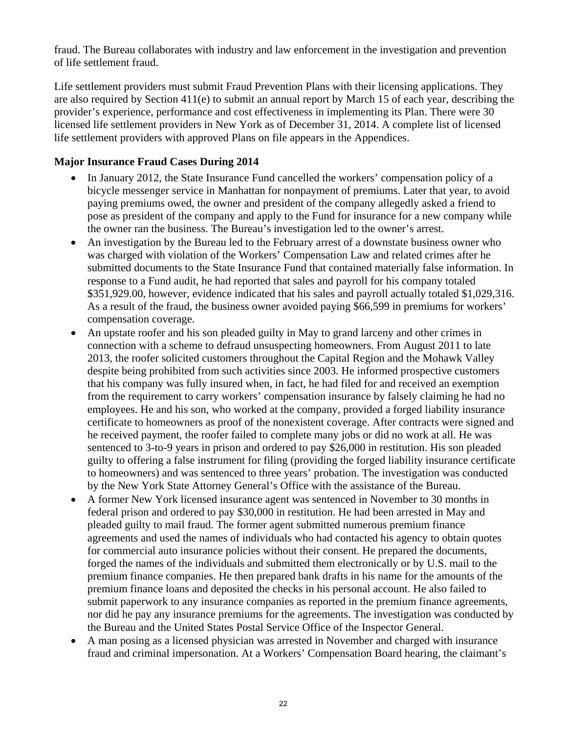fraud. The Bureau collaborates with industry and law enforcement in the investigation and prevention of life settlement fraud.

Life settlement providers must submit Fraud Prevention Plans with their licensing applications. They are also required by Section 411(e) to submit an annual report by March 15 of each year, describing the provider's experience, performance and cost effectiveness in implementing its Plan. There were 30 licensed life settlement providers in New York as of December 31, 2014. A complete list of licensed life settlement providers with approved Plans on file appears in the Appendices.

**Major Insurance Fraud Cases During 2014**

- In January 2012, the State Insurance Fund cancelled the workers' compensation policy of a bicycle messenger service in Manhattan for nonpayment of premiums. Later that year, to avoid paying premiums owed, the owner and president of the company allegedly asked a friend to pose as president of the company and apply to the Fund for insurance for a new company while the owner ran the business. The Bureau's investigation led to the owner's arrest.
- An investigation by the Bureau led to the February arrest of a downstate business owner who was charged with violation of the Workers' Compensation Law and related crimes after he submitted documents to the State Insurance Fund that contained materially false information. In response to a Fund audit, he had reported that sales and payroll for his company totaled $351,929.00, however, evidence indicated that his sales and payroll actually totaled $1,029,316. As a result of the fraud, the business owner avoided paying $66,599 in premiums for workers' compensation coverage.
- An upstate roofer and his son pleaded guilty in May to grand larceny and other crimes in connection with a scheme to defraud unsuspecting homeowners. From August 2011 to late 2013, the roofer solicited customers throughout the Capital Region and the Mohawk Valley despite being prohibited from such activities since 2003. He informed prospective customers that his company was fully insured when, in fact, he had filed for and received an exemption from the requirement to carry workers' compensation insurance by falsely claiming he had no employees. He and his son, who worked at the company, provided a forged liability insurance certificate to homeowners as proof of the nonexistent coverage. After contracts were signed and he received payment, the roofer failed to complete many jobs or did no work at all. He was sentenced to 3-to-9 years in prison and ordered to pay $26,000 in restitution. His son pleaded guilty to offering a false instrument for filing (providing the forged liability insurance certificate to homeowners) and was sentenced to three years' probation. The investigation was conducted by the New York State Attorney General's Office with the assistance of the Bureau.
- A former New York licensed insurance agent was sentenced in November to 30 months in federal prison and ordered to pay $30,000 in restitution. He had been arrested in May and pleaded guilty to mail fraud. The former agent submitted numerous premium finance agreements and used the names of individuals who had contacted his agency to obtain quotes for commercial auto insurance policies without their consent. He prepared the documents, forged the names of the individuals and submitted them electronically or by U.S. mail to the premium finance companies. He then prepared bank drafts in his name for the amounts of the premium finance loans and deposited the checks in his personal account. He also failed to submit paperwork to any insurance companies as reported in the premium finance agreements, nor did he pay any insurance premiums for the agreements. The investigation was conducted by the Bureau and the United States Postal Service Office of the Inspector General.
- A man posing as a licensed physician was arrested in November and charged with insurance fraud and criminal impersonation. At a Workers' Compensation Board hearing, the claimant's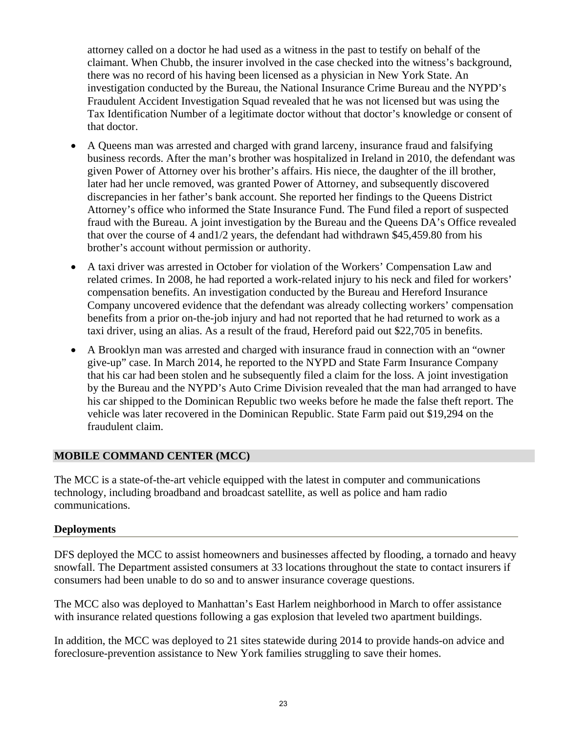attorney called on a doctor he had used as a witness in the past to testify on behalf of the claimant. When Chubb, the insurer involved in the case checked into the witness's background, there was no record of his having been licensed as a physician in New York State. An investigation conducted by the Bureau, the National Insurance Crime Bureau and the NYPD's Fraudulent Accident Investigation Squad revealed that he was not licensed but was using the Tax Identification Number of a legitimate doctor without that doctor's knowledge or consent of that doctor.

- A Queens man was arrested and charged with grand larceny, insurance fraud and falsifying business records. After the man's brother was hospitalized in Ireland in 2010, the defendant was given Power of Attorney over his brother's affairs. His niece, the daughter of the ill brother, later had her uncle removed, was granted Power of Attorney, and subsequently discovered discrepancies in her father's bank account. She reported her findings to the Queens District Attorney's office who informed the State Insurance Fund. The Fund filed a report of suspected fraud with the Bureau. A joint investigation by the Bureau and the Queens DA's Office revealed that over the course of 4 and1/2 years, the defendant had withdrawn $45,459.80 from his brother's account without permission or authority.
- A taxi driver was arrested in October for violation of the Workers' Compensation Law and related crimes. In 2008, he had reported a work-related injury to his neck and filed for workers' compensation benefits. An investigation conducted by the Bureau and Hereford Insurance Company uncovered evidence that the defendant was already collecting workers' compensation benefits from a prior on-the-job injury and had not reported that he had returned to work as a taxi driver, using an alias. As a result of the fraud, Hereford paid out $22,705 in benefits.
- A Brooklyn man was arrested and charged with insurance fraud in connection with an "owner give-up" case. In March 2014, he reported to the NYPD and State Farm Insurance Company that his car had been stolen and he subsequently filed a claim for the loss. A joint investigation by the Bureau and the NYPD's Auto Crime Division revealed that the man had arranged to have his car shipped to the Dominican Republic two weeks before he made the false theft report. The vehicle was later recovered in the Dominican Republic. State Farm paid out $19,294 on the fraudulent claim.

## MOBILE COMMAND CENTER (MCC)

The MCC is a state-of-the-art vehicle equipped with the latest in computer and communications technology, including broadband and broadcast satellite, as well as police and ham radio communications.

### Deployments

DFS deployed the MCC to assist homeowners and businesses affected by flooding, a tornado and heavy snowfall. The Department assisted consumers at 33 locations throughout the state to contact insurers if consumers had been unable to do so and to answer insurance coverage questions.

The MCC also was deployed to Manhattan's East Harlem neighborhood in March to offer assistance with insurance related questions following a gas explosion that leveled two apartment buildings.

In addition, the MCC was deployed to 21 sites statewide during 2014 to provide hands-on advice and foreclosure-prevention assistance to New York families struggling to save their homes.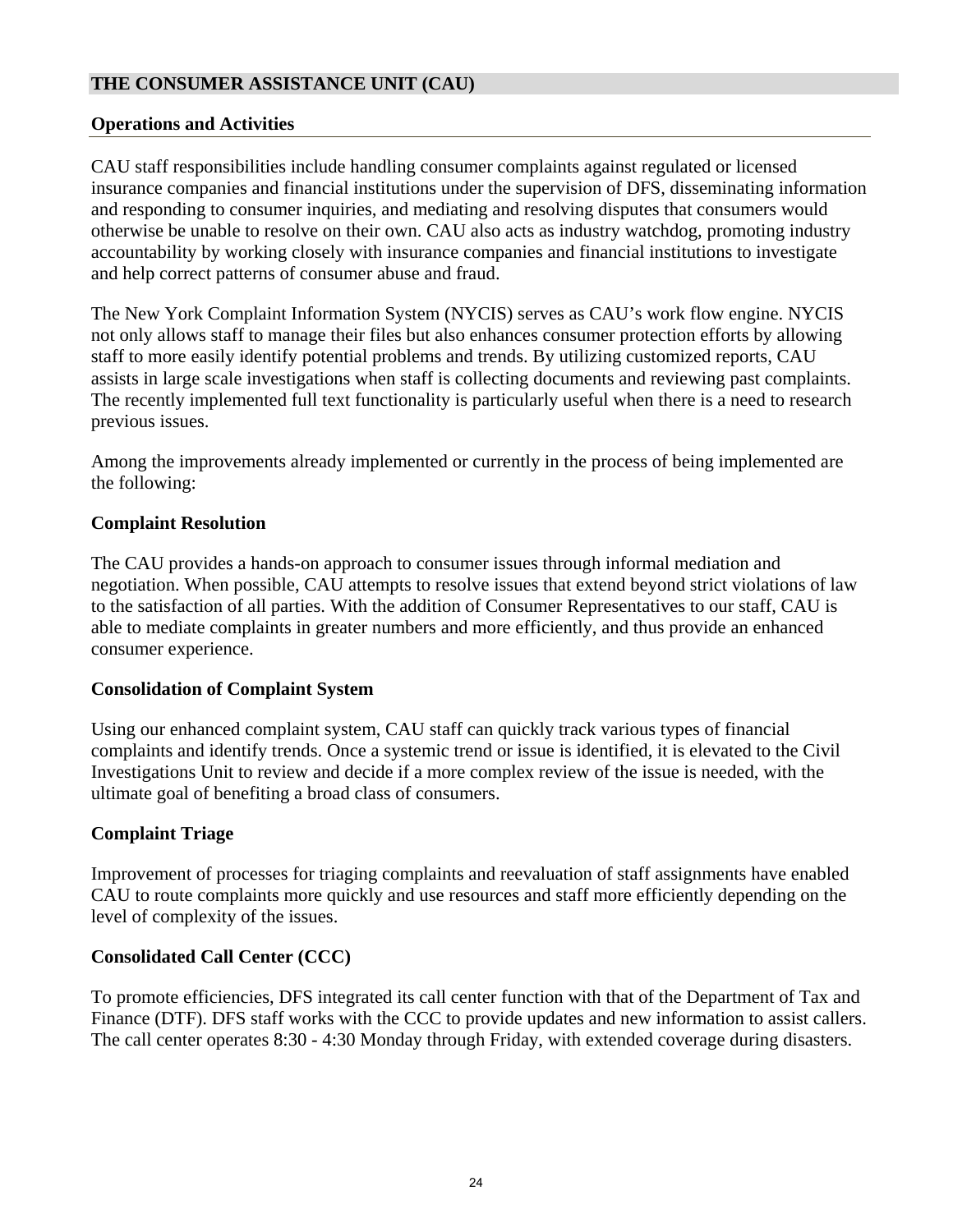## THE CONSUMER ASSISTANCE UNIT (CAU)

### Operations and Activities

CAU staff responsibilities include handling consumer complaints against regulated or licensed insurance companies and financial institutions under the supervision of DFS, disseminating information and responding to consumer inquiries, and mediating and resolving disputes that consumers would otherwise be unable to resolve on their own. CAU also acts as industry watchdog, promoting industry accountability by working closely with insurance companies and financial institutions to investigate and help correct patterns of consumer abuse and fraud.

The New York Complaint Information System (NYCIS) serves as CAU's work flow engine. NYCIS not only allows staff to manage their files but also enhances consumer protection efforts by allowing staff to more easily identify potential problems and trends. By utilizing customized reports, CAU assists in large scale investigations when staff is collecting documents and reviewing past complaints. The recently implemented full text functionality is particularly useful when there is a need to research previous issues.

Among the improvements already implemented or currently in the process of being implemented are the following:

### Complaint Resolution

The CAU provides a hands-on approach to consumer issues through informal mediation and negotiation. When possible, CAU attempts to resolve issues that extend beyond strict violations of law to the satisfaction of all parties. With the addition of Consumer Representatives to our staff, CAU is able to mediate complaints in greater numbers and more efficiently, and thus provide an enhanced consumer experience.

### Consolidation of Complaint System

Using our enhanced complaint system, CAU staff can quickly track various types of financial complaints and identify trends. Once a systemic trend or issue is identified, it is elevated to the Civil Investigations Unit to review and decide if a more complex review of the issue is needed, with the ultimate goal of benefiting a broad class of consumers.

### Complaint Triage

Improvement of processes for triaging complaints and reevaluation of staff assignments have enabled CAU to route complaints more quickly and use resources and staff more efficiently depending on the level of complexity of the issues.

### Consolidated Call Center (CCC)

To promote efficiencies, DFS integrated its call center function with that of the Department of Tax and Finance (DTF). DFS staff works with the CCC to provide updates and new information to assist callers. The call center operates 8:30 - 4:30 Monday through Friday, with extended coverage during disasters.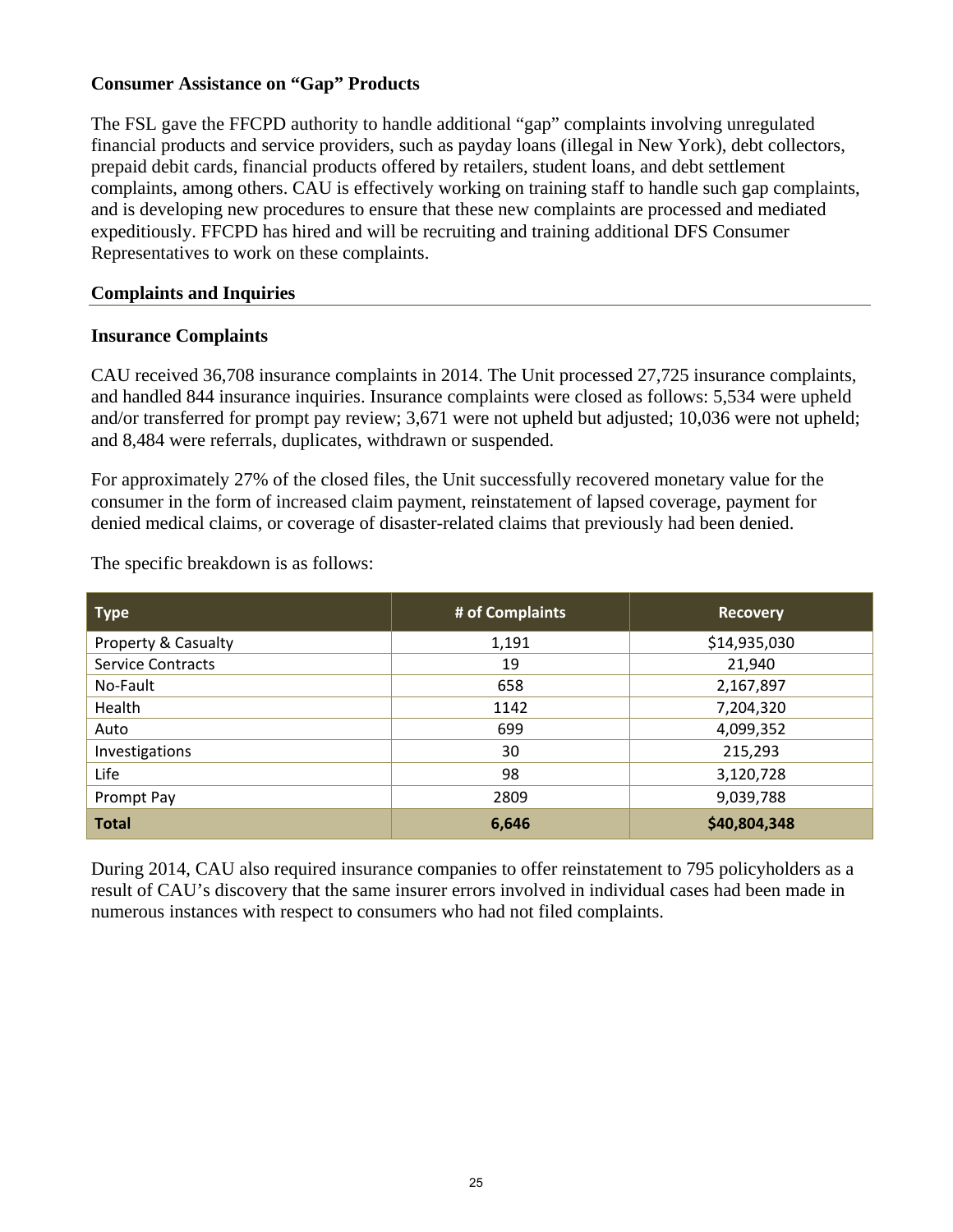### Consumer Assistance on "Gap" Products

The FSL gave the FFCPD authority to handle additional "gap" complaints involving unregulated financial products and service providers, such as payday loans (illegal in New York), debt collectors, prepaid debit cards, financial products offered by retailers, student loans, and debt settlement complaints, among others. CAU is effectively working on training staff to handle such gap complaints, and is developing new procedures to ensure that these new complaints are processed and mediated expeditiously. FFCPD has hired and will be recruiting and training additional DFS Consumer Representatives to work on these complaints.

## Complaints and Inquiries

### Insurance Complaints

CAU received 36,708 insurance complaints in 2014. The Unit processed 27,725 insurance complaints, and handled 844 insurance inquiries. Insurance complaints were closed as follows: 5,534 were upheld and/or transferred for prompt pay review; 3,671 were not upheld but adjusted; 10,036 were not upheld; and 8,484 were referrals, duplicates, withdrawn or suspended.

For approximately 27% of the closed files, the Unit successfully recovered monetary value for the consumer in the form of increased claim payment, reinstatement of lapsed coverage, payment for denied medical claims, or coverage of disaster-related claims that previously had been denied.

The specific breakdown is as follows:

| Type | # of Complaints | Recovery |
|---|---|---|
| Property & Casualty | 1,191 | $14,935,030 |
| Service Contracts | 19 | 21,940 |
| No-Fault | 658 | 2,167,897 |
| Health | 1142 | 7,204,320 |
| Auto | 699 | 4,099,352 |
| Investigations | 30 | 215,293 |
| Life | 98 | 3,120,728 |
| Prompt Pay | 2809 | 9,039,788 |
| **Total** | **6,646** | **$40,804,348** |

During 2014, CAU also required insurance companies to offer reinstatement to 795 policyholders as a result of CAU's discovery that the same insurer errors involved in individual cases had been made in numerous instances with respect to consumers who had not filed complaints.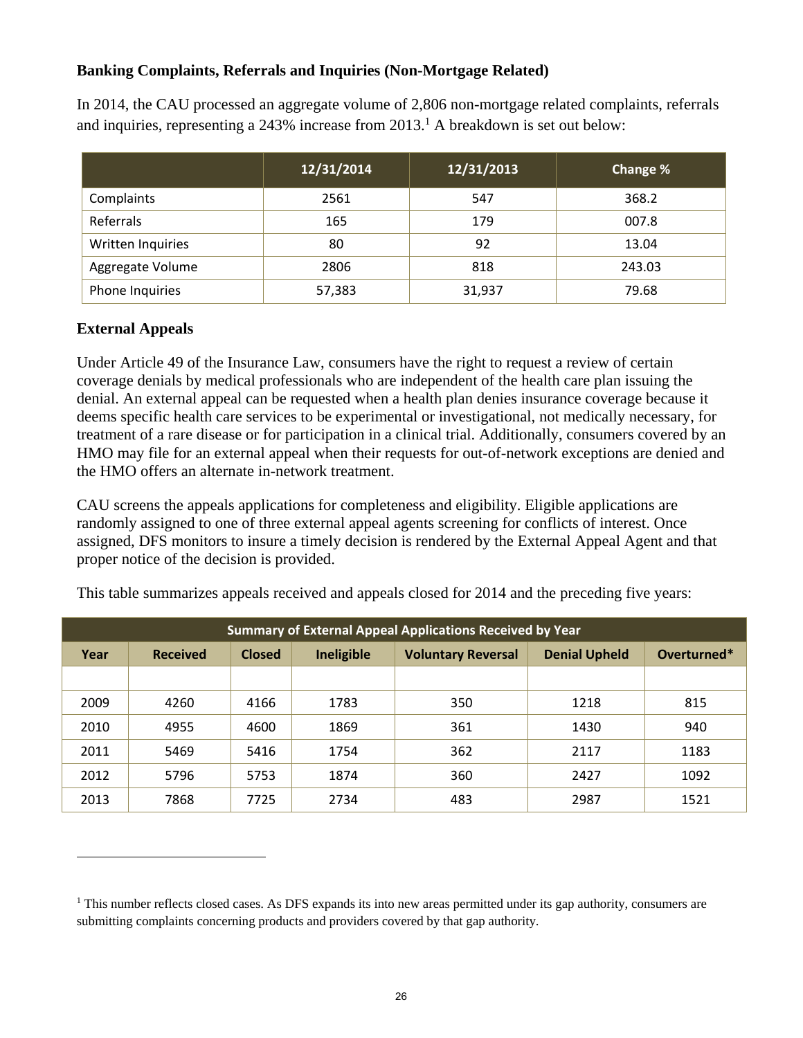### Banking Complaints, Referrals and Inquiries (Non-Mortgage Related)

In 2014, the CAU processed an aggregate volume of 2,806 non-mortgage related complaints, referrals and inquiries, representing a 243% increase from 2013.[1] A breakdown is set out below:

| | 12/31/2014 | 12/31/2013 | Change % |
|---|---|---|---|
| Complaints | 2561 | 547 | 368.2 |
| Referrals | 165 | 179 | 007.8 |
| Written Inquiries | 80 | 92 | 13.04 |
| Aggregate Volume | 2806 | 818 | 243.03 |
| Phone Inquiries | 57,383 | 31,937 | 79.68 |

### External Appeals

Under Article 49 of the Insurance Law, consumers have the right to request a review of certain coverage denials by medical professionals who are independent of the health care plan issuing the denial. An external appeal can be requested when a health plan denies insurance coverage because it deems specific health care services to be experimental or investigational, not medically necessary, for treatment of a rare disease or for participation in a clinical trial. Additionally, consumers covered by an HMO may file for an external appeal when their requests for out-of-network exceptions are denied and the HMO offers an alternate in-network treatment.

CAU screens the appeals applications for completeness and eligibility. Eligible applications are randomly assigned to one of three external appeal agents screening for conflicts of interest. Once assigned, DFS monitors to insure a timely decision is rendered by the External Appeal Agent and that proper notice of the decision is provided.

This table summarizes appeals received and appeals closed for 2014 and the preceding five years:

| Summary of External Appeal Applications Received by Year | | | | | | |
|---|---|---|---|---|---|---|
| Year | Received | Closed | Ineligible | Voluntary Reversal | Denial Upheld | Overturned* |
| | | | | | | |
| 2009 | 4260 | 4166 | 1783 | 350 | 1218 | 815 |
| 2010 | 4955 | 4600 | 1869 | 361 | 1430 | 940 |
| 2011 | 5469 | 5416 | 1754 | 362 | 2117 | 1183 |
| 2012 | 5796 | 5753 | 1874 | 360 | 2427 | 1092 |
| 2013 | 7868 | 7725 | 2734 | 483 | 2987 | 1521 |

[1] This number reflects closed cases. As DFS expands its into new areas permitted under its gap authority, consumers are submitting complaints concerning products and providers covered by that gap authority.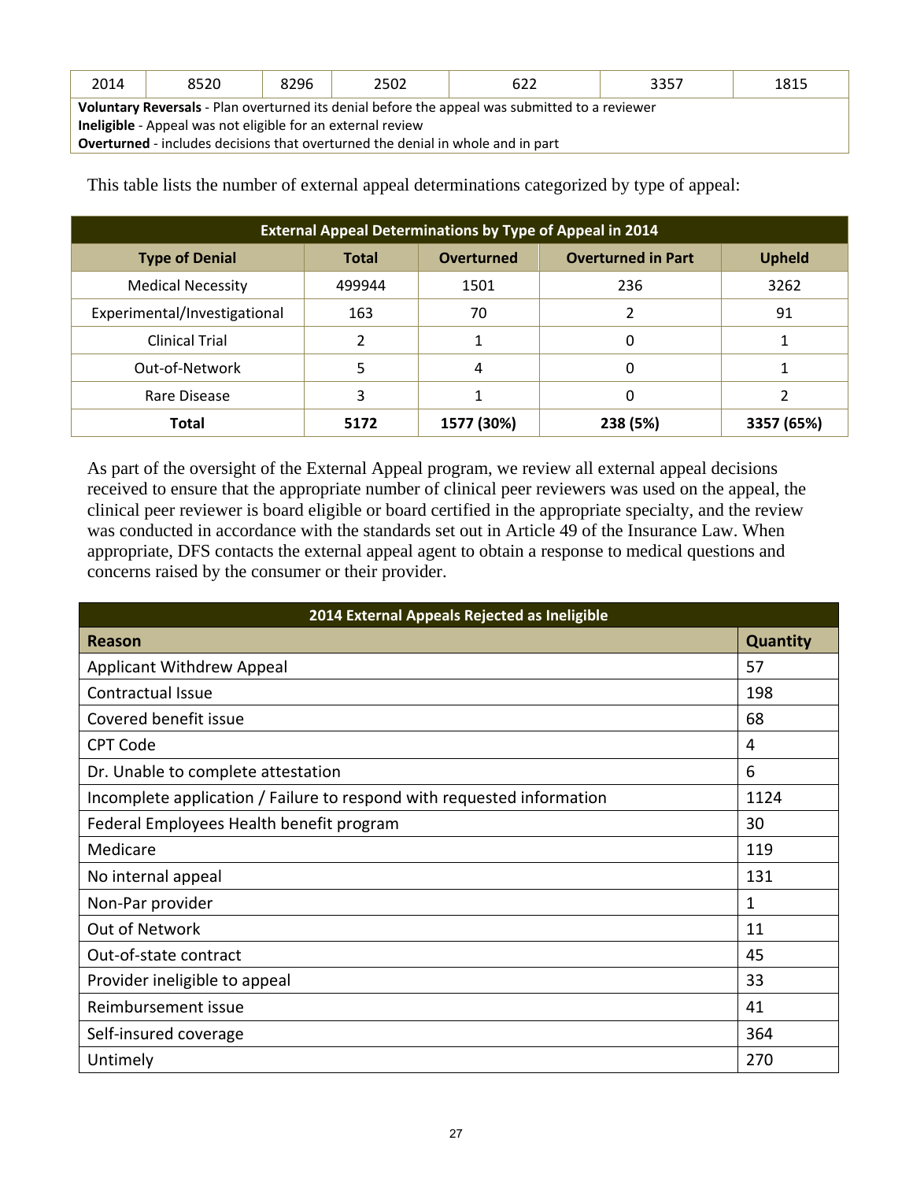| 2014 | 8520 | 8296 | 2502 | 622 | 3357 | 1815 |
|---|---|---|---|---|---|---|

**Voluntary Reversals** - Plan overturned its denial before the appeal was submitted to a reviewer
**Ineligible** - Appeal was not eligible for an external review
**Overturned** - includes decisions that overturned the denial in whole and in part

This table lists the number of external appeal determinations categorized by type of appeal:

| External Appeal Determinations by Type of Appeal in 2014 | | | | |
|---|---|---|---|---|
| **Type of Denial** | **Total** | **Overturned** | **Overturned in Part** | **Upheld** |
| Medical Necessity | 499944 | 1501 | 236 | 3262 |
| Experimental/Investigational | 163 | 70 | 2 | 91 |
| Clinical Trial | 2 | 1 | 0 | 1 |
| Out-of-Network | 5 | 4 | 0 | 1 |
| Rare Disease | 3 | 1 | 0 | 2 |
| **Total** | **5172** | **1577 (30%)** | **238 (5%)** | **3357 (65%)** |

As part of the oversight of the External Appeal program, we review all external appeal decisions received to ensure that the appropriate number of clinical peer reviewers was used on the appeal, the clinical peer reviewer is board eligible or board certified in the appropriate specialty, and the review was conducted in accordance with the standards set out in Article 49 of the Insurance Law. When appropriate, DFS contacts the external appeal agent to obtain a response to medical questions and concerns raised by the consumer or their provider.

| 2014 External Appeals Rejected as Ineligible | |
|---|---|
| **Reason** | **Quantity** |
| Applicant Withdrew Appeal | 57 |
| Contractual Issue | 198 |
| Covered benefit issue | 68 |
| CPT Code | 4 |
| Dr. Unable to complete attestation | 6 |
| Incomplete application / Failure to respond with requested information | 1124 |
| Federal Employees Health benefit program | 30 |
| Medicare | 119 |
| No internal appeal | 131 |
| Non-Par provider | 1 |
| Out of Network | 11 |
| Out-of-state contract | 45 |
| Provider ineligible to appeal | 33 |
| Reimbursement issue | 41 |
| Self-insured coverage | 364 |
| Untimely | 270 |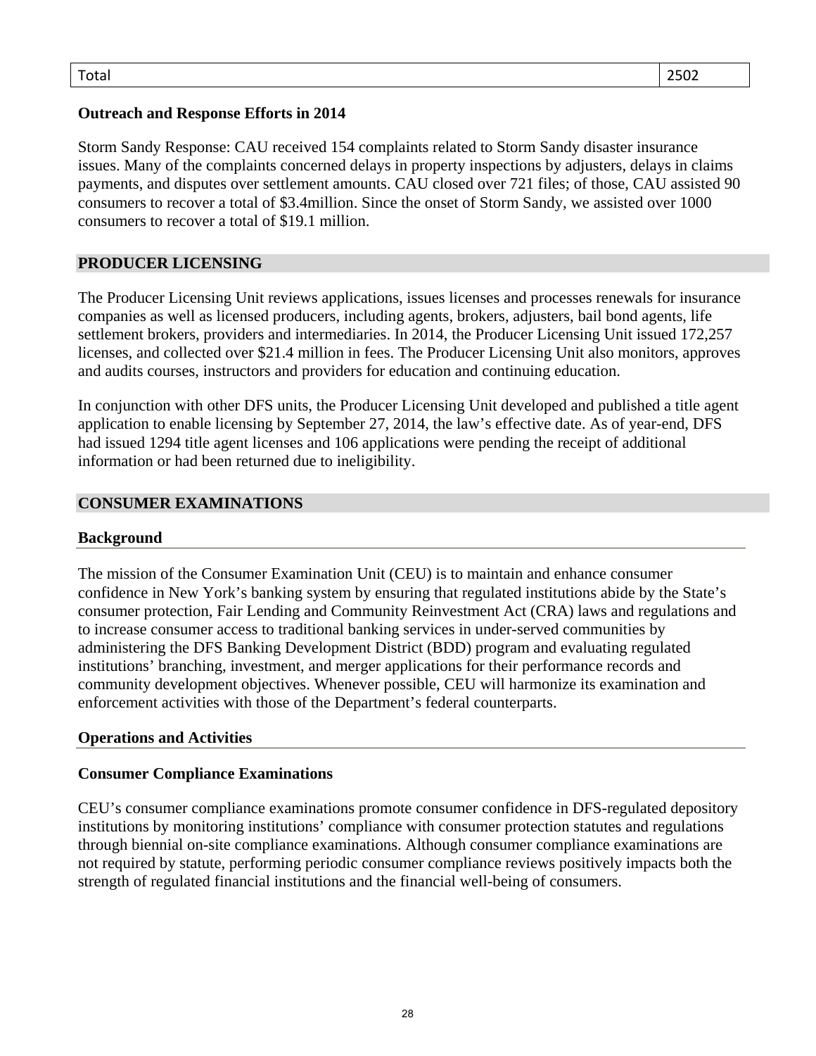| Total | 2502 |
|---|---|

**Outreach and Response Efforts in 2014**

Storm Sandy Response: CAU received 154 complaints related to Storm Sandy disaster insurance issues. Many of the complaints concerned delays in property inspections by adjusters, delays in claims payments, and disputes over settlement amounts. CAU closed over 721 files; of those, CAU assisted 90 consumers to recover a total of $3.4million. Since the onset of Storm Sandy, we assisted over 1000 consumers to recover a total of $19.1 million.

## PRODUCER LICENSING

The Producer Licensing Unit reviews applications, issues licenses and processes renewals for insurance companies as well as licensed producers, including agents, brokers, adjusters, bail bond agents, life settlement brokers, providers and intermediaries. In 2014, the Producer Licensing Unit issued 172,257 licenses, and collected over $21.4 million in fees. The Producer Licensing Unit also monitors, approves and audits courses, instructors and providers for education and continuing education.

In conjunction with other DFS units, the Producer Licensing Unit developed and published a title agent application to enable licensing by September 27, 2014, the law's effective date. As of year-end, DFS had issued 1294 title agent licenses and 106 applications were pending the receipt of additional information or had been returned due to ineligibility.

## CONSUMER EXAMINATIONS

### Background

The mission of the Consumer Examination Unit (CEU) is to maintain and enhance consumer confidence in New York's banking system by ensuring that regulated institutions abide by the State's consumer protection, Fair Lending and Community Reinvestment Act (CRA) laws and regulations and to increase consumer access to traditional banking services in under-served communities by administering the DFS Banking Development District (BDD) program and evaluating regulated institutions' branching, investment, and merger applications for their performance records and community development objectives. Whenever possible, CEU will harmonize its examination and enforcement activities with those of the Department's federal counterparts.

### Operations and Activities

**Consumer Compliance Examinations**

CEU's consumer compliance examinations promote consumer confidence in DFS-regulated depository institutions by monitoring institutions' compliance with consumer protection statutes and regulations through biennial on-site compliance examinations. Although consumer compliance examinations are not required by statute, performing periodic consumer compliance reviews positively impacts both the strength of regulated financial institutions and the financial well-being of consumers.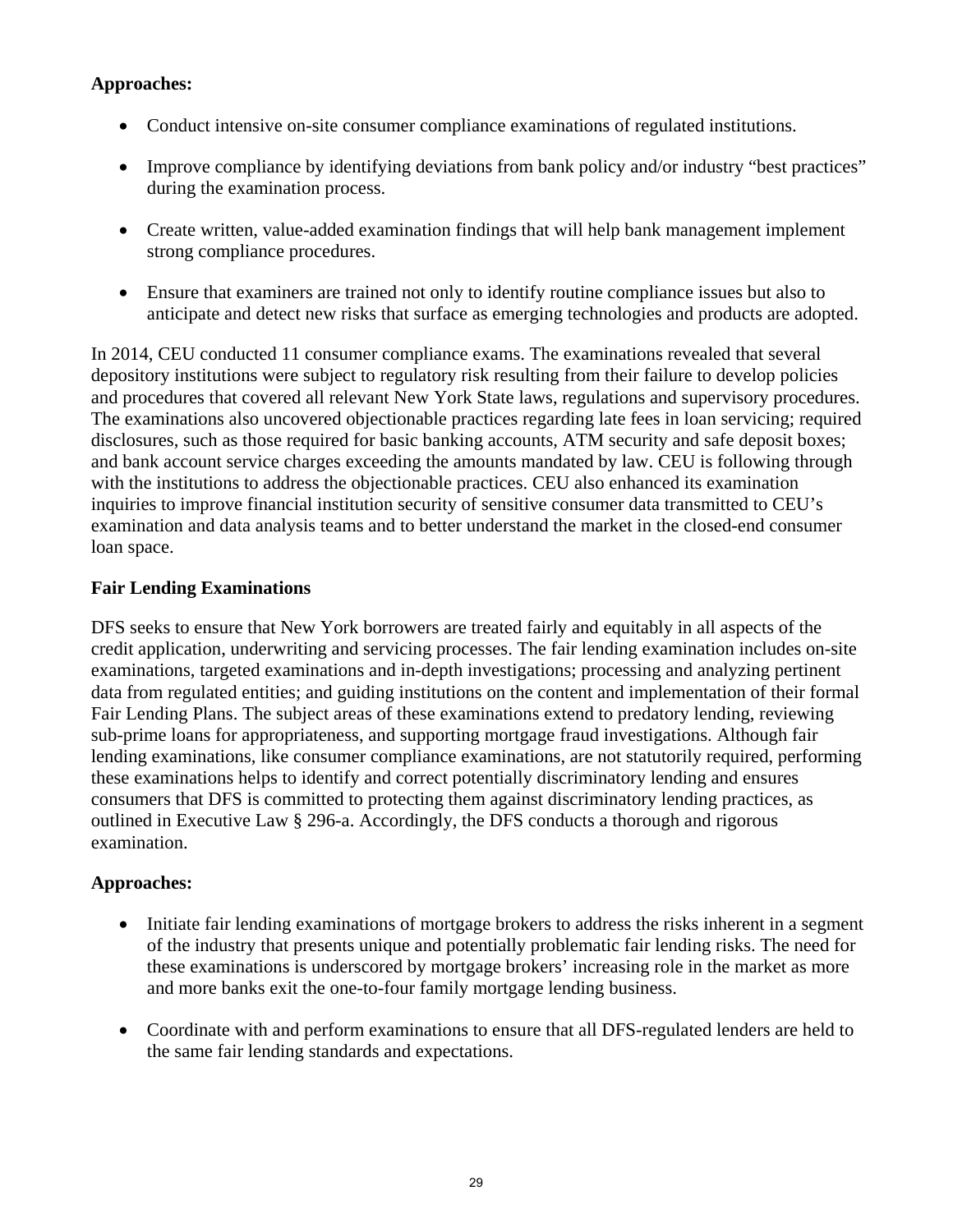**Approaches:**

- Conduct intensive on-site consumer compliance examinations of regulated institutions.
- Improve compliance by identifying deviations from bank policy and/or industry "best practices" during the examination process.
- Create written, value-added examination findings that will help bank management implement strong compliance procedures.
- Ensure that examiners are trained not only to identify routine compliance issues but also to anticipate and detect new risks that surface as emerging technologies and products are adopted.

In 2014, CEU conducted 11 consumer compliance exams. The examinations revealed that several depository institutions were subject to regulatory risk resulting from their failure to develop policies and procedures that covered all relevant New York State laws, regulations and supervisory procedures. The examinations also uncovered objectionable practices regarding late fees in loan servicing; required disclosures, such as those required for basic banking accounts, ATM security and safe deposit boxes; and bank account service charges exceeding the amounts mandated by law. CEU is following through with the institutions to address the objectionable practices. CEU also enhanced its examination inquiries to improve financial institution security of sensitive consumer data transmitted to CEU's examination and data analysis teams and to better understand the market in the closed-end consumer loan space.

**Fair Lending Examinations**

DFS seeks to ensure that New York borrowers are treated fairly and equitably in all aspects of the credit application, underwriting and servicing processes. The fair lending examination includes on-site examinations, targeted examinations and in-depth investigations; processing and analyzing pertinent data from regulated entities; and guiding institutions on the content and implementation of their formal Fair Lending Plans. The subject areas of these examinations extend to predatory lending, reviewing sub-prime loans for appropriateness, and supporting mortgage fraud investigations. Although fair lending examinations, like consumer compliance examinations, are not statutorily required, performing these examinations helps to identify and correct potentially discriminatory lending and ensures consumers that DFS is committed to protecting them against discriminatory lending practices, as outlined in Executive Law § 296-a. Accordingly, the DFS conducts a thorough and rigorous examination.

**Approaches:**

- Initiate fair lending examinations of mortgage brokers to address the risks inherent in a segment of the industry that presents unique and potentially problematic fair lending risks. The need for these examinations is underscored by mortgage brokers' increasing role in the market as more and more banks exit the one-to-four family mortgage lending business.
- Coordinate with and perform examinations to ensure that all DFS-regulated lenders are held to the same fair lending standards and expectations.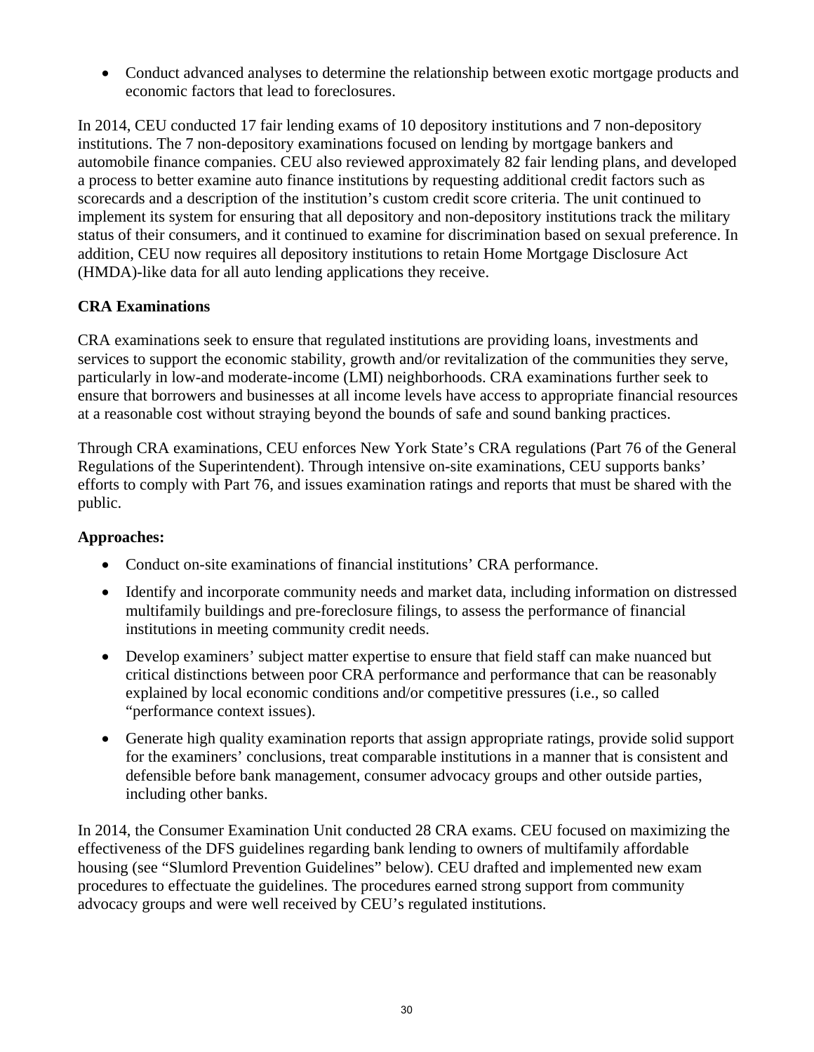- Conduct advanced analyses to determine the relationship between exotic mortgage products and economic factors that lead to foreclosures.

In 2014, CEU conducted 17 fair lending exams of 10 depository institutions and 7 non-depository institutions. The 7 non-depository examinations focused on lending by mortgage bankers and automobile finance companies. CEU also reviewed approximately 82 fair lending plans, and developed a process to better examine auto finance institutions by requesting additional credit factors such as scorecards and a description of the institution's custom credit score criteria. The unit continued to implement its system for ensuring that all depository and non-depository institutions track the military status of their consumers, and it continued to examine for discrimination based on sexual preference. In addition, CEU now requires all depository institutions to retain Home Mortgage Disclosure Act (HMDA)-like data for all auto lending applications they receive.

**CRA Examinations**

CRA examinations seek to ensure that regulated institutions are providing loans, investments and services to support the economic stability, growth and/or revitalization of the communities they serve, particularly in low-and moderate-income (LMI) neighborhoods. CRA examinations further seek to ensure that borrowers and businesses at all income levels have access to appropriate financial resources at a reasonable cost without straying beyond the bounds of safe and sound banking practices.

Through CRA examinations, CEU enforces New York State's CRA regulations (Part 76 of the General Regulations of the Superintendent). Through intensive on-site examinations, CEU supports banks' efforts to comply with Part 76, and issues examination ratings and reports that must be shared with the public.

**Approaches:**

- Conduct on-site examinations of financial institutions' CRA performance.
- Identify and incorporate community needs and market data, including information on distressed multifamily buildings and pre-foreclosure filings, to assess the performance of financial institutions in meeting community credit needs.
- Develop examiners' subject matter expertise to ensure that field staff can make nuanced but critical distinctions between poor CRA performance and performance that can be reasonably explained by local economic conditions and/or competitive pressures (i.e., so called "performance context issues).
- Generate high quality examination reports that assign appropriate ratings, provide solid support for the examiners' conclusions, treat comparable institutions in a manner that is consistent and defensible before bank management, consumer advocacy groups and other outside parties, including other banks.

In 2014, the Consumer Examination Unit conducted 28 CRA exams. CEU focused on maximizing the effectiveness of the DFS guidelines regarding bank lending to owners of multifamily affordable housing (see "Slumlord Prevention Guidelines" below). CEU drafted and implemented new exam procedures to effectuate the guidelines. The procedures earned strong support from community advocacy groups and were well received by CEU's regulated institutions.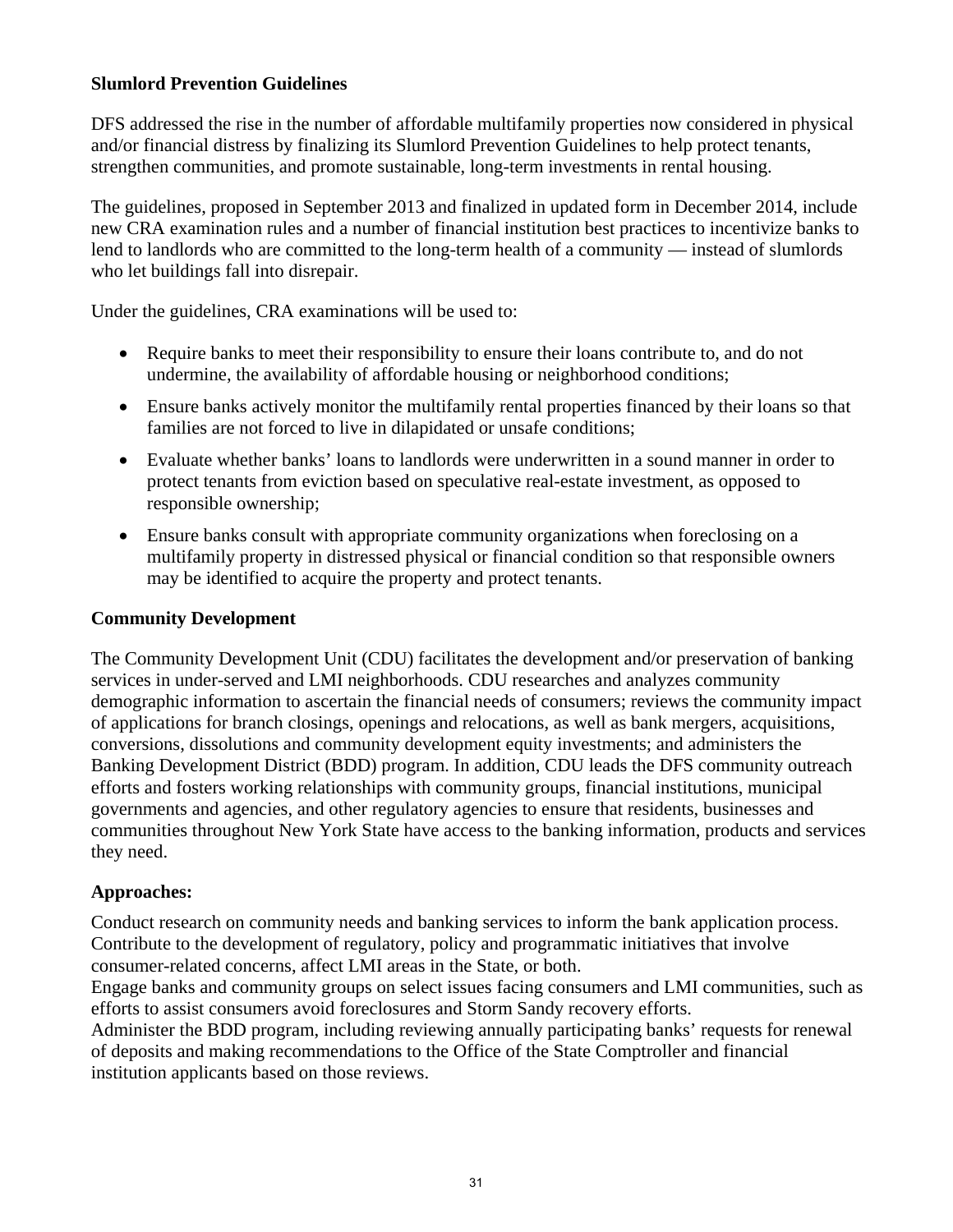**Slumlord Prevention Guidelines**

DFS addressed the rise in the number of affordable multifamily properties now considered in physical and/or financial distress by finalizing its Slumlord Prevention Guidelines to help protect tenants, strengthen communities, and promote sustainable, long-term investments in rental housing.

The guidelines, proposed in September 2013 and finalized in updated form in December 2014, include new CRA examination rules and a number of financial institution best practices to incentivize banks to lend to landlords who are committed to the long-term health of a community — instead of slumlords who let buildings fall into disrepair.

Under the guidelines, CRA examinations will be used to:

- Require banks to meet their responsibility to ensure their loans contribute to, and do not undermine, the availability of affordable housing or neighborhood conditions;
- Ensure banks actively monitor the multifamily rental properties financed by their loans so that families are not forced to live in dilapidated or unsafe conditions;
- Evaluate whether banks' loans to landlords were underwritten in a sound manner in order to protect tenants from eviction based on speculative real-estate investment, as opposed to responsible ownership;
- Ensure banks consult with appropriate community organizations when foreclosing on a multifamily property in distressed physical or financial condition so that responsible owners may be identified to acquire the property and protect tenants.

**Community Development**

The Community Development Unit (CDU) facilitates the development and/or preservation of banking services in under-served and LMI neighborhoods. CDU researches and analyzes community demographic information to ascertain the financial needs of consumers; reviews the community impact of applications for branch closings, openings and relocations, as well as bank mergers, acquisitions, conversions, dissolutions and community development equity investments; and administers the Banking Development District (BDD) program. In addition, CDU leads the DFS community outreach efforts and fosters working relationships with community groups, financial institutions, municipal governments and agencies, and other regulatory agencies to ensure that residents, businesses and communities throughout New York State have access to the banking information, products and services they need.

**Approaches:**

Conduct research on community needs and banking services to inform the bank application process.
Contribute to the development of regulatory, policy and programmatic initiatives that involve consumer-related concerns, affect LMI areas in the State, or both.
Engage banks and community groups on select issues facing consumers and LMI communities, such as efforts to assist consumers avoid foreclosures and Storm Sandy recovery efforts.
Administer the BDD program, including reviewing annually participating banks' requests for renewal of deposits and making recommendations to the Office of the State Comptroller and financial institution applicants based on those reviews.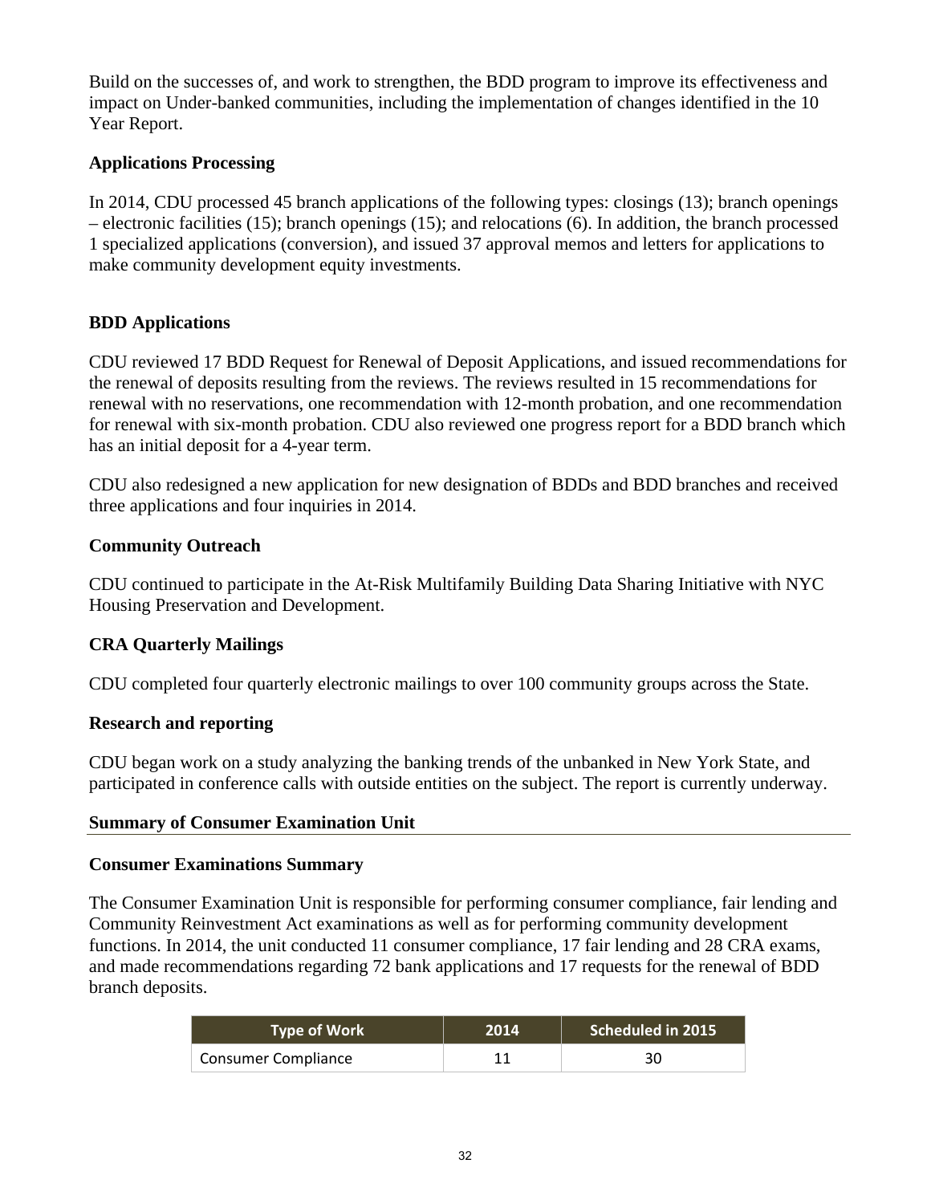Build on the successes of, and work to strengthen, the BDD program to improve its effectiveness and impact on Under-banked communities, including the implementation of changes identified in the 10 Year Report.

**Applications Processing**

In 2014, CDU processed 45 branch applications of the following types: closings (13); branch openings – electronic facilities (15); branch openings (15); and relocations (6). In addition, the branch processed 1 specialized applications (conversion), and issued 37 approval memos and letters for applications to make community development equity investments.

**BDD Applications**

CDU reviewed 17 BDD Request for Renewal of Deposit Applications, and issued recommendations for the renewal of deposits resulting from the reviews. The reviews resulted in 15 recommendations for renewal with no reservations, one recommendation with 12-month probation, and one recommendation for renewal with six-month probation. CDU also reviewed one progress report for a BDD branch which has an initial deposit for a 4-year term.

CDU also redesigned a new application for new designation of BDDs and BDD branches and received three applications and four inquiries in 2014.

**Community Outreach**

CDU continued to participate in the At-Risk Multifamily Building Data Sharing Initiative with NYC Housing Preservation and Development.

**CRA Quarterly Mailings**

CDU completed four quarterly electronic mailings to over 100 community groups across the State.

**Research and reporting**

CDU began work on a study analyzing the banking trends of the unbanked in New York State, and participated in conference calls with outside entities on the subject. The report is currently underway.

## Summary of Consumer Examination Unit

**Consumer Examinations Summary**

The Consumer Examination Unit is responsible for performing consumer compliance, fair lending and Community Reinvestment Act examinations as well as for performing community development functions. In 2014, the unit conducted 11 consumer compliance, 17 fair lending and 28 CRA exams, and made recommendations regarding 72 bank applications and 17 requests for the renewal of BDD branch deposits.

| Type of Work | 2014 | Scheduled in 2015 |
|---|---|---|
| Consumer Compliance | 11 | 30 |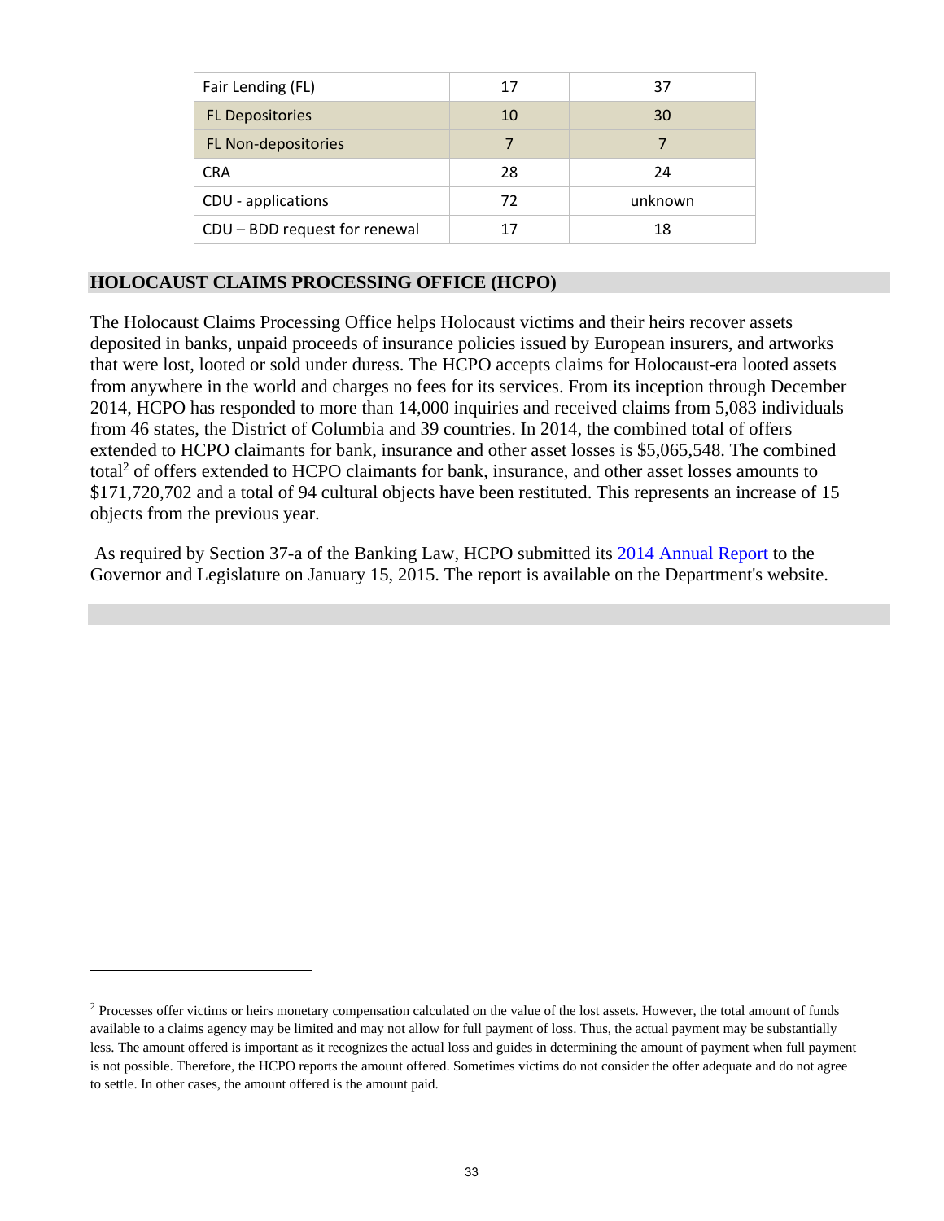| Fair Lending (FL) | 17 | 37 |
|---|---|---|
| FL Depositories | 10 | 30 |
| FL Non-depositories | 7 | 7 |
| CRA | 28 | 24 |
| CDU - applications | 72 | unknown |
| CDU – BDD request for renewal | 17 | 18 |

## HOLOCAUST CLAIMS PROCESSING OFFICE (HCPO)

The Holocaust Claims Processing Office helps Holocaust victims and their heirs recover assets deposited in banks, unpaid proceeds of insurance policies issued by European insurers, and artworks that were lost, looted or sold under duress. The HCPO accepts claims for Holocaust-era looted assets from anywhere in the world and charges no fees for its services. From its inception through December 2014, HCPO has responded to more than 14,000 inquiries and received claims from 5,083 individuals from 46 states, the District of Columbia and 39 countries. In 2014, the combined total of offers extended to HCPO claimants for bank, insurance and other asset losses is $5,065,548. The combined total[2] of offers extended to HCPO claimants for bank, insurance, and other asset losses amounts to $171,720,702 and a total of 94 cultural objects have been restituted. This represents an increase of 15 objects from the previous year.

As required by Section 37-a of the Banking Law, HCPO submitted its 2014 Annual Report to the Governor and Legislature on January 15, 2015. The report is available on the Department's website.

---

[2] Processes offer victims or heirs monetary compensation calculated on the value of the lost assets. However, the total amount of funds available to a claims agency may be limited and may not allow for full payment of loss. Thus, the actual payment may be substantially less. The amount offered is important as it recognizes the actual loss and guides in determining the amount of payment when full payment is not possible. Therefore, the HCPO reports the amount offered. Sometimes victims do not consider the offer adequate and do not agree to settle. In other cases, the amount offered is the amount paid.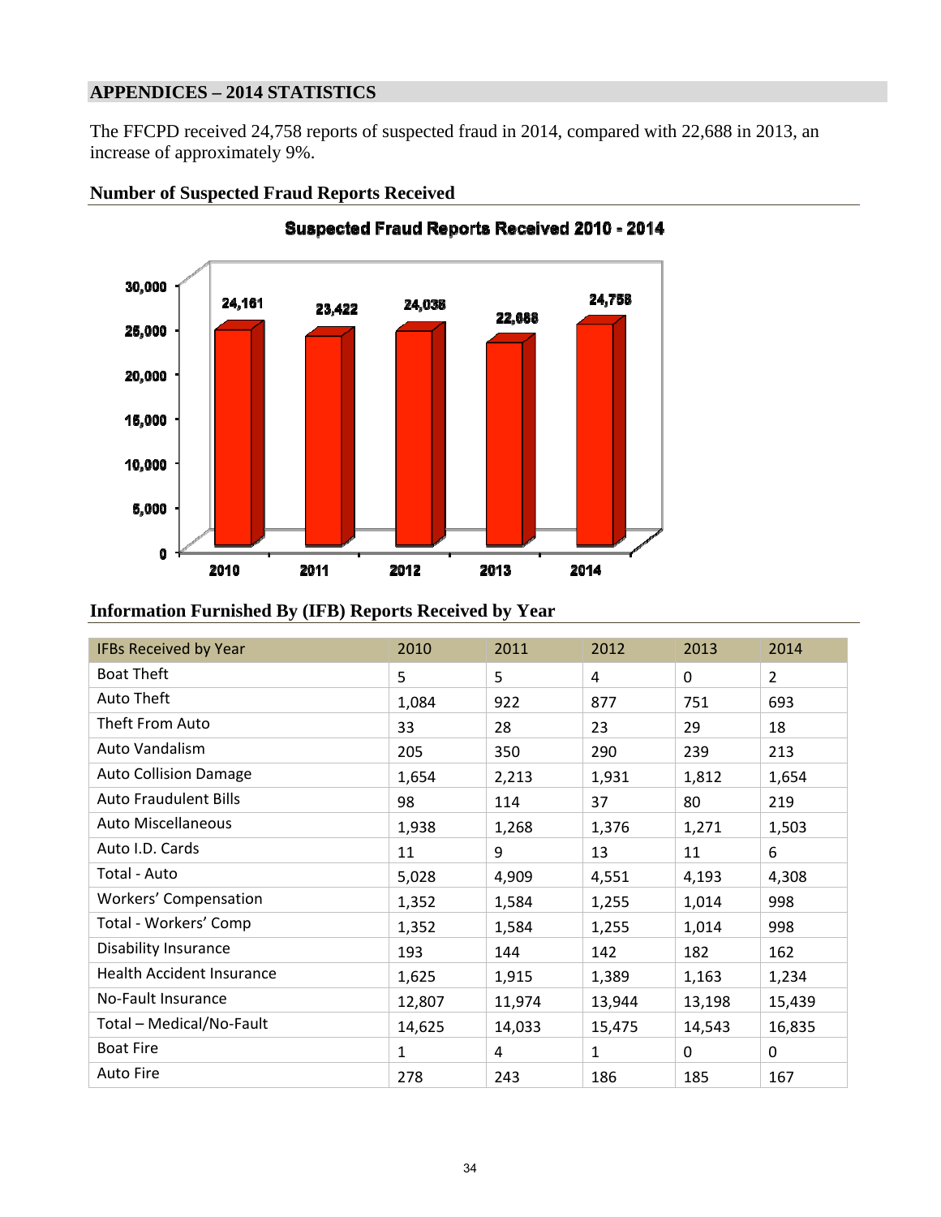## APPENDICES – 2014 STATISTICS

The FFCPD received 24,758 reports of suspected fraud in 2014, compared with 22,688 in 2013, an increase of approximately 9%.

### Number of Suspected Fraud Reports Received

**Suspected Fraud Reports Received 2010 - 2014**

| Year | Reports |
|---|---|
| 2010 | 24,161 |
| 2011 | 23,422 |
| 2012 | 24,038 |
| 2013 | 22,688 |
| 2014 | 24,758 |

### Information Furnished By (IFB) Reports Received by Year

| IFBs Received by Year | 2010 | 2011 | 2012 | 2013 | 2014 |
|---|---|---|---|---|---|
| Boat Theft | 5 | 5 | 4 | 0 | 2 |
| Auto Theft | 1,084 | 922 | 877 | 751 | 693 |
| Theft From Auto | 33 | 28 | 23 | 29 | 18 |
| Auto Vandalism | 205 | 350 | 290 | 239 | 213 |
| Auto Collision Damage | 1,654 | 2,213 | 1,931 | 1,812 | 1,654 |
| Auto Fraudulent Bills | 98 | 114 | 37 | 80 | 219 |
| Auto Miscellaneous | 1,938 | 1,268 | 1,376 | 1,271 | 1,503 |
| Auto I.D. Cards | 11 | 9 | 13 | 11 | 6 |
| Total - Auto | 5,028 | 4,909 | 4,551 | 4,193 | 4,308 |
| Workers' Compensation | 1,352 | 1,584 | 1,255 | 1,014 | 998 |
| Total - Workers' Comp | 1,352 | 1,584 | 1,255 | 1,014 | 998 |
| Disability Insurance | 193 | 144 | 142 | 182 | 162 |
| Health Accident Insurance | 1,625 | 1,915 | 1,389 | 1,163 | 1,234 |
| No-Fault Insurance | 12,807 | 11,974 | 13,944 | 13,198 | 15,439 |
| Total – Medical/No-Fault | 14,625 | 14,033 | 15,475 | 14,543 | 16,835 |
| Boat Fire | 1 | 4 | 1 | 0 | 0 |
| Auto Fire | 278 | 243 | 186 | 185 | 167 |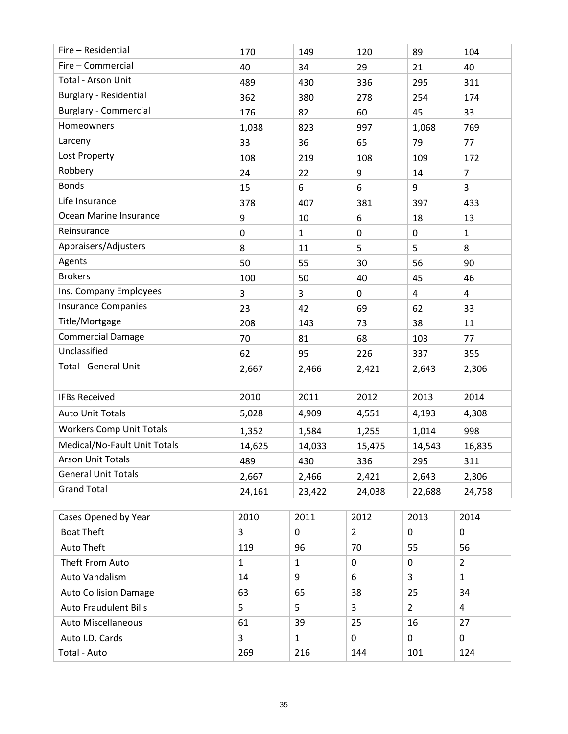| | | | | | |
|---|---|---|---|---|---|
| Fire – Residential | 170 | 149 | 120 | 89 | 104 |
| Fire – Commercial | 40 | 34 | 29 | 21 | 40 |
| Total - Arson Unit | 489 | 430 | 336 | 295 | 311 |
| Burglary - Residential | 362 | 380 | 278 | 254 | 174 |
| Burglary - Commercial | 176 | 82 | 60 | 45 | 33 |
| Homeowners | 1,038 | 823 | 997 | 1,068 | 769 |
| Larceny | 33 | 36 | 65 | 79 | 77 |
| Lost Property | 108 | 219 | 108 | 109 | 172 |
| Robbery | 24 | 22 | 9 | 14 | 7 |
| Bonds | 15 | 6 | 6 | 9 | 3 |
| Life Insurance | 378 | 407 | 381 | 397 | 433 |
| Ocean Marine Insurance | 9 | 10 | 6 | 18 | 13 |
| Reinsurance | 0 | 1 | 0 | 0 | 1 |
| Appraisers/Adjusters | 8 | 11 | 5 | 5 | 8 |
| Agents | 50 | 55 | 30 | 56 | 90 |
| Brokers | 100 | 50 | 40 | 45 | 46 |
| Ins. Company Employees | 3 | 3 | 0 | 4 | 4 |
| Insurance Companies | 23 | 42 | 69 | 62 | 33 |
| Title/Mortgage | 208 | 143 | 73 | 38 | 11 |
| Commercial Damage | 70 | 81 | 68 | 103 | 77 |
| Unclassified | 62 | 95 | 226 | 337 | 355 |
| Total - General Unit | 2,667 | 2,466 | 2,421 | 2,643 | 2,306 |

| IFBs Received | 2010 | 2011 | 2012 | 2013 | 2014 |
|---|---|---|---|---|---|
| Auto Unit Totals | 5,028 | 4,909 | 4,551 | 4,193 | 4,308 |
| Workers Comp Unit Totals | 1,352 | 1,584 | 1,255 | 1,014 | 998 |
| Medical/No-Fault Unit Totals | 14,625 | 14,033 | 15,475 | 14,543 | 16,835 |
| Arson Unit Totals | 489 | 430 | 336 | 295 | 311 |
| General Unit Totals | 2,667 | 2,466 | 2,421 | 2,643 | 2,306 |
| Grand Total | 24,161 | 23,422 | 24,038 | 22,688 | 24,758 |

| Cases Opened by Year | 2010 | 2011 | 2012 | 2013 | 2014 |
|---|---|---|---|---|---|
| Boat Theft | 3 | 0 | 2 | 0 | 0 |
| Auto Theft | 119 | 96 | 70 | 55 | 56 |
| Theft From Auto | 1 | 1 | 0 | 0 | 2 |
| Auto Vandalism | 14 | 9 | 6 | 3 | 1 |
| Auto Collision Damage | 63 | 65 | 38 | 25 | 34 |
| Auto Fraudulent Bills | 5 | 5 | 3 | 2 | 4 |
| Auto Miscellaneous | 61 | 39 | 25 | 16 | 27 |
| Auto I.D. Cards | 3 | 1 | 0 | 0 | 0 |
| Total - Auto | 269 | 216 | 144 | 101 | 124 |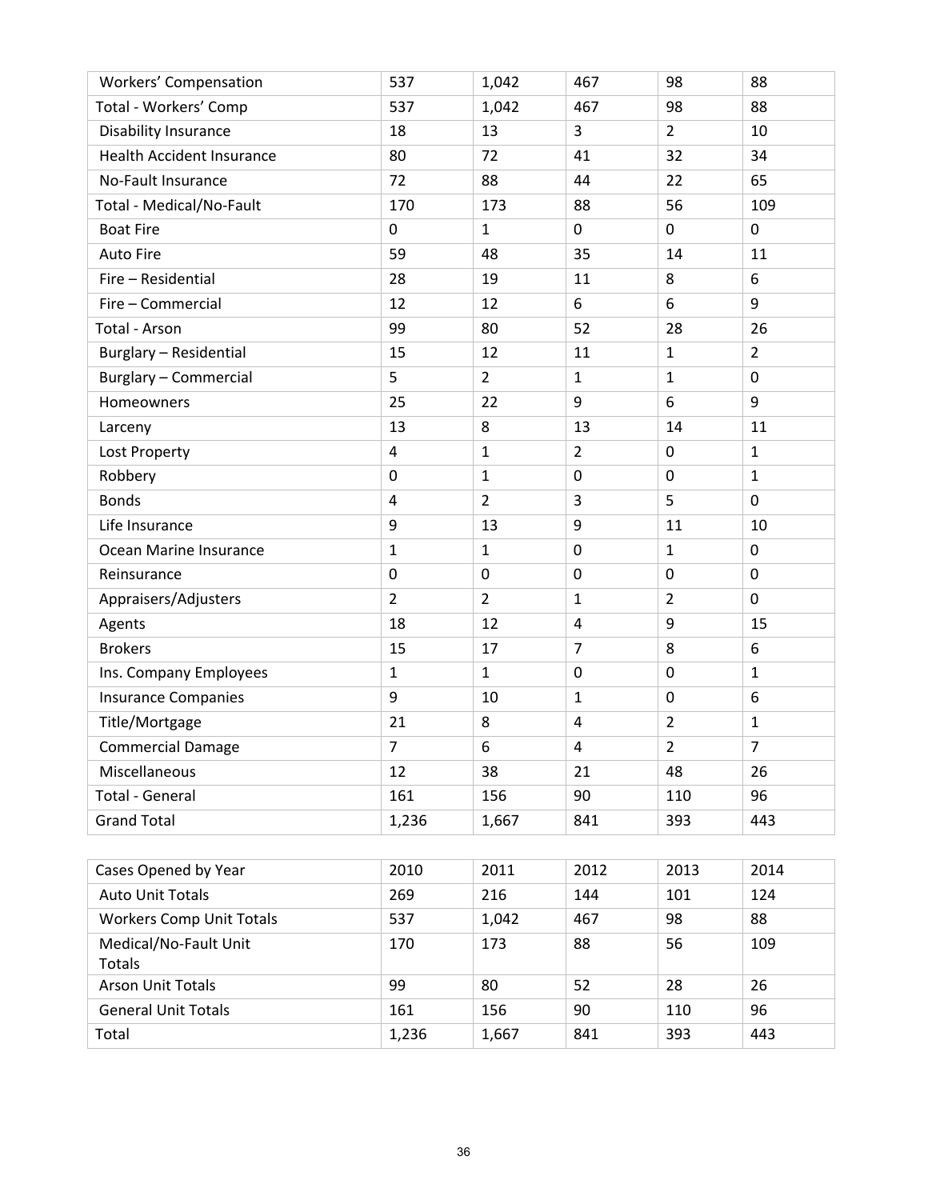| Workers' Compensation | 537 | 1,042 | 467 | 98 | 88 |
|---|---|---|---|---|---|
| Total - Workers' Comp | 537 | 1,042 | 467 | 98 | 88 |
| Disability Insurance | 18 | 13 | 3 | 2 | 10 |
| Health Accident Insurance | 80 | 72 | 41 | 32 | 34 |
| No-Fault Insurance | 72 | 88 | 44 | 22 | 65 |
| Total - Medical/No-Fault | 170 | 173 | 88 | 56 | 109 |
| Boat Fire | 0 | 1 | 0 | 0 | 0 |
| Auto Fire | 59 | 48 | 35 | 14 | 11 |
| Fire – Residential | 28 | 19 | 11 | 8 | 6 |
| Fire – Commercial | 12 | 12 | 6 | 6 | 9 |
| Total - Arson | 99 | 80 | 52 | 28 | 26 |
| Burglary – Residential | 15 | 12 | 11 | 1 | 2 |
| Burglary – Commercial | 5 | 2 | 1 | 1 | 0 |
| Homeowners | 25 | 22 | 9 | 6 | 9 |
| Larceny | 13 | 8 | 13 | 14 | 11 |
| Lost Property | 4 | 1 | 2 | 0 | 1 |
| Robbery | 0 | 1 | 0 | 0 | 1 |
| Bonds | 4 | 2 | 3 | 5 | 0 |
| Life Insurance | 9 | 13 | 9 | 11 | 10 |
| Ocean Marine Insurance | 1 | 1 | 0 | 1 | 0 |
| Reinsurance | 0 | 0 | 0 | 0 | 0 |
| Appraisers/Adjusters | 2 | 2 | 1 | 2 | 0 |
| Agents | 18 | 12 | 4 | 9 | 15 |
| Brokers | 15 | 17 | 7 | 8 | 6 |
| Ins. Company Employees | 1 | 1 | 0 | 0 | 1 |
| Insurance Companies | 9 | 10 | 1 | 0 | 6 |
| Title/Mortgage | 21 | 8 | 4 | 2 | 1 |
| Commercial Damage | 7 | 6 | 4 | 2 | 7 |
| Miscellaneous | 12 | 38 | 21 | 48 | 26 |
| Total - General | 161 | 156 | 90 | 110 | 96 |
| Grand Total | 1,236 | 1,667 | 841 | 393 | 443 |

| Cases Opened by Year | 2010 | 2011 | 2012 | 2013 | 2014 |
|---|---|---|---|---|---|
| Auto Unit Totals | 269 | 216 | 144 | 101 | 124 |
| Workers Comp Unit Totals | 537 | 1,042 | 467 | 98 | 88 |
| Medical/No-Fault Unit Totals | 170 | 173 | 88 | 56 | 109 |
| Arson Unit Totals | 99 | 80 | 52 | 28 | 26 |
| General Unit Totals | 161 | 156 | 90 | 110 | 96 |
| Total | 1,236 | 1,667 | 841 | 393 | 443 |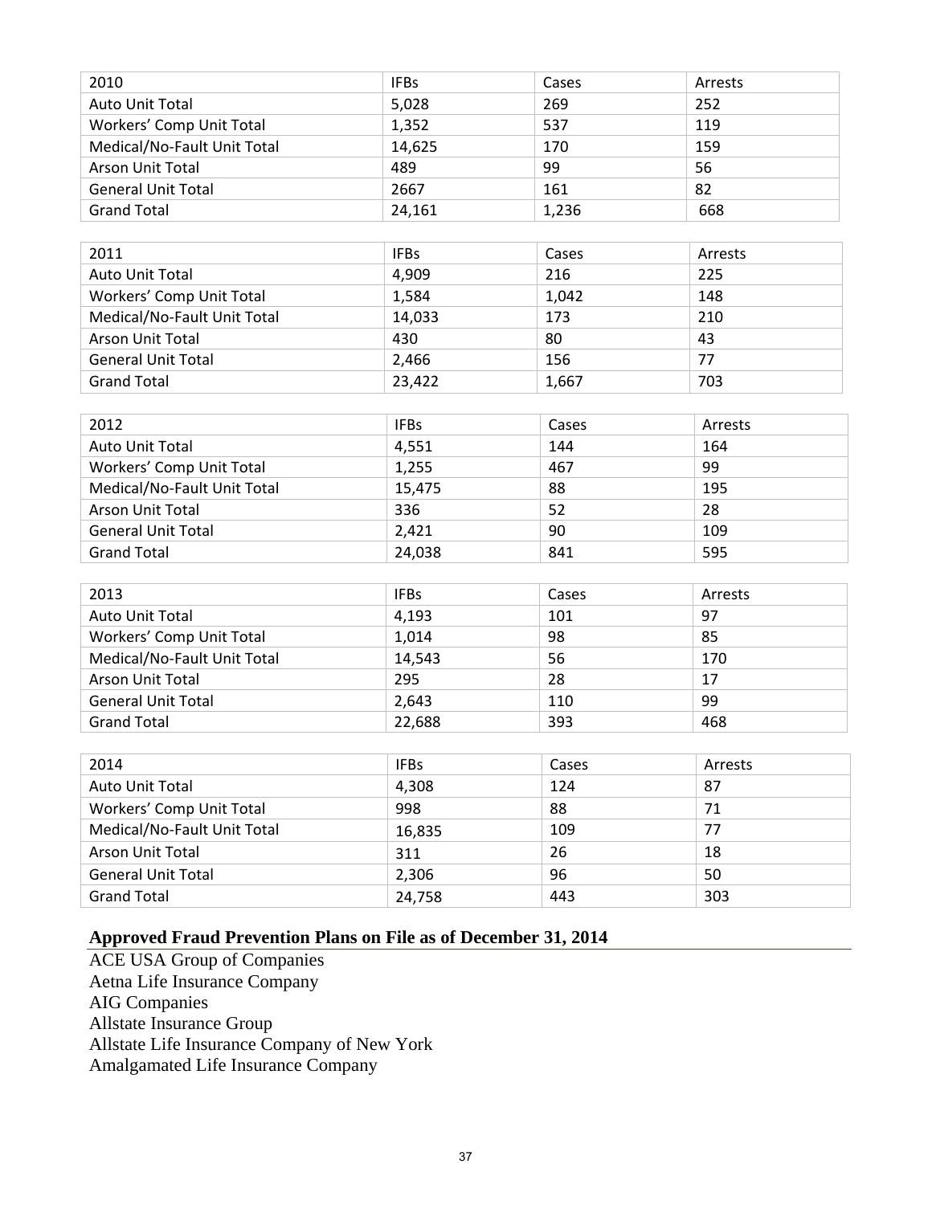| 2010 | IFBs | Cases | Arrests |
|---|---|---|---|
| Auto Unit Total | 5,028 | 269 | 252 |
| Workers' Comp Unit Total | 1,352 | 537 | 119 |
| Medical/No-Fault Unit Total | 14,625 | 170 | 159 |
| Arson Unit Total | 489 | 99 | 56 |
| General Unit Total | 2667 | 161 | 82 |
| Grand Total | 24,161 | 1,236 | 668 |

| 2011 | IFBs | Cases | Arrests |
|---|---|---|---|
| Auto Unit Total | 4,909 | 216 | 225 |
| Workers' Comp Unit Total | 1,584 | 1,042 | 148 |
| Medical/No-Fault Unit Total | 14,033 | 173 | 210 |
| Arson Unit Total | 430 | 80 | 43 |
| General Unit Total | 2,466 | 156 | 77 |
| Grand Total | 23,422 | 1,667 | 703 |

| 2012 | IFBs | Cases | Arrests |
|---|---|---|---|
| Auto Unit Total | 4,551 | 144 | 164 |
| Workers' Comp Unit Total | 1,255 | 467 | 99 |
| Medical/No-Fault Unit Total | 15,475 | 88 | 195 |
| Arson Unit Total | 336 | 52 | 28 |
| General Unit Total | 2,421 | 90 | 109 |
| Grand Total | 24,038 | 841 | 595 |

| 2013 | IFBs | Cases | Arrests |
|---|---|---|---|
| Auto Unit Total | 4,193 | 101 | 97 |
| Workers' Comp Unit Total | 1,014 | 98 | 85 |
| Medical/No-Fault Unit Total | 14,543 | 56 | 170 |
| Arson Unit Total | 295 | 28 | 17 |
| General Unit Total | 2,643 | 110 | 99 |
| Grand Total | 22,688 | 393 | 468 |

| 2014 | IFBs | Cases | Arrests |
|---|---|---|---|
| Auto Unit Total | 4,308 | 124 | 87 |
| Workers' Comp Unit Total | 998 | 88 | 71 |
| Medical/No-Fault Unit Total | 16,835 | 109 | 77 |
| Arson Unit Total | 311 | 26 | 18 |
| General Unit Total | 2,306 | 96 | 50 |
| Grand Total | 24,758 | 443 | 303 |

## Approved Fraud Prevention Plans on File as of December 31, 2014

ACE USA Group of Companies
Aetna Life Insurance Company
AIG Companies
Allstate Insurance Group
Allstate Life Insurance Company of New York
Amalgamated Life Insurance Company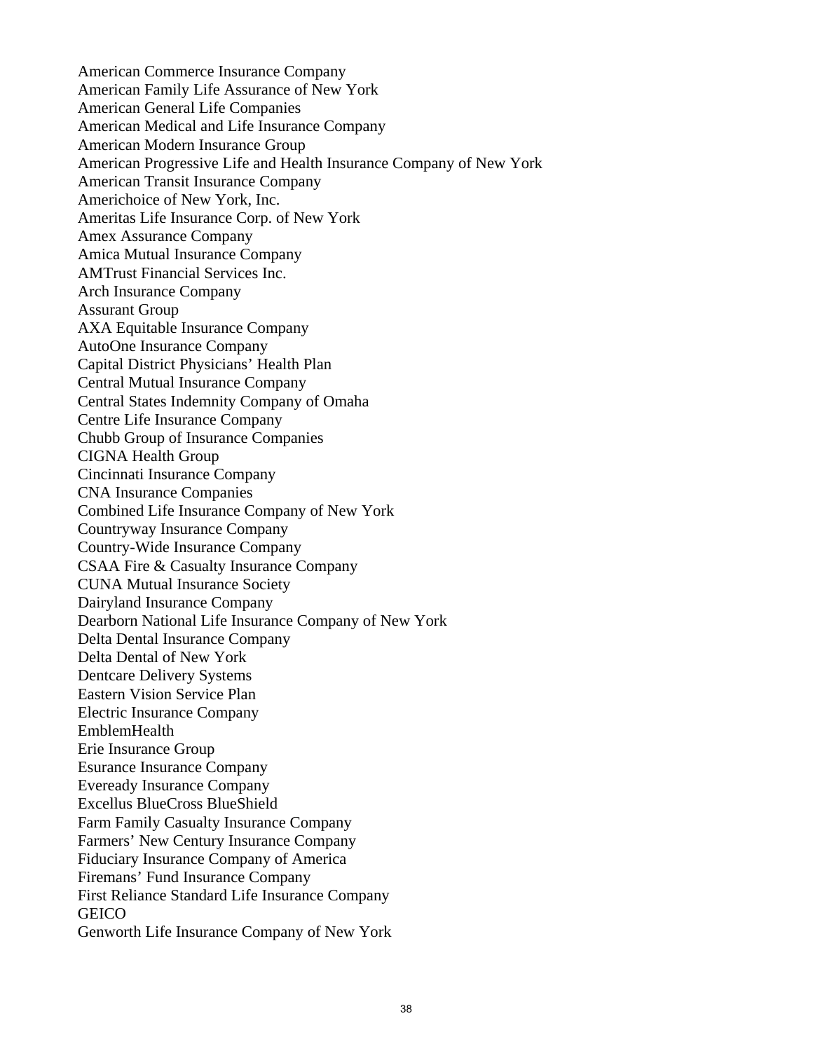American Commerce Insurance Company
American Family Life Assurance of New York
American General Life Companies
American Medical and Life Insurance Company
American Modern Insurance Group
American Progressive Life and Health Insurance Company of New York
American Transit Insurance Company
Americhoice of New York, Inc.
Ameritas Life Insurance Corp. of New York
Amex Assurance Company
Amica Mutual Insurance Company
AMTrust Financial Services Inc.
Arch Insurance Company
Assurant Group
AXA Equitable Insurance Company
AutoOne Insurance Company
Capital District Physicians' Health Plan
Central Mutual Insurance Company
Central States Indemnity Company of Omaha
Centre Life Insurance Company
Chubb Group of Insurance Companies
CIGNA Health Group
Cincinnati Insurance Company
CNA Insurance Companies
Combined Life Insurance Company of New York
Countryway Insurance Company
Country-Wide Insurance Company
CSAA Fire & Casualty Insurance Company
CUNA Mutual Insurance Society
Dairyland Insurance Company
Dearborn National Life Insurance Company of New York
Delta Dental Insurance Company
Delta Dental of New York
Dentcare Delivery Systems
Eastern Vision Service Plan
Electric Insurance Company
EmblemHealth
Erie Insurance Group
Esurance Insurance Company
Eveready Insurance Company
Excellus BlueCross BlueShield
Farm Family Casualty Insurance Company
Farmers' New Century Insurance Company
Fiduciary Insurance Company of America
Firemans' Fund Insurance Company
First Reliance Standard Life Insurance Company
GEICO
Genworth Life Insurance Company of New York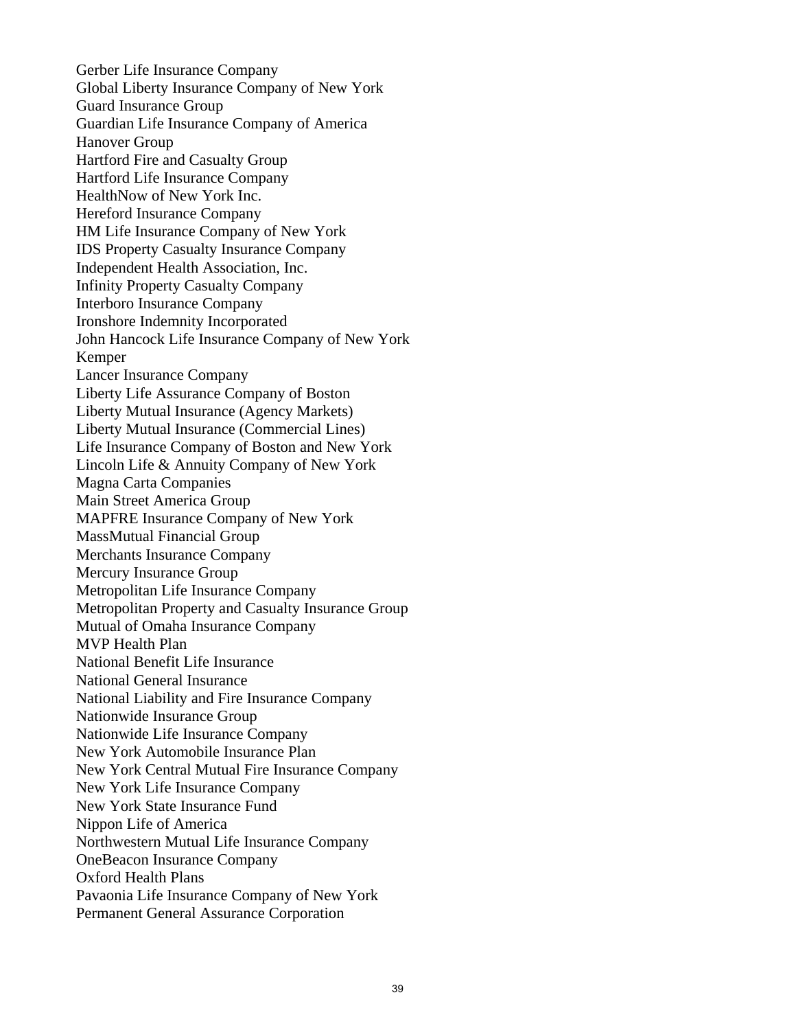Gerber Life Insurance Company
Global Liberty Insurance Company of New York
Guard Insurance Group
Guardian Life Insurance Company of America
Hanover Group
Hartford Fire and Casualty Group
Hartford Life Insurance Company
HealthNow of New York Inc.
Hereford Insurance Company
HM Life Insurance Company of New York
IDS Property Casualty Insurance Company
Independent Health Association, Inc.
Infinity Property Casualty Company
Interboro Insurance Company
Ironshore Indemnity Incorporated
John Hancock Life Insurance Company of New York
Kemper
Lancer Insurance Company
Liberty Life Assurance Company of Boston
Liberty Mutual Insurance (Agency Markets)
Liberty Mutual Insurance (Commercial Lines)
Life Insurance Company of Boston and New York
Lincoln Life & Annuity Company of New York
Magna Carta Companies
Main Street America Group
MAPFRE Insurance Company of New York
MassMutual Financial Group
Merchants Insurance Company
Mercury Insurance Group
Metropolitan Life Insurance Company
Metropolitan Property and Casualty Insurance Group
Mutual of Omaha Insurance Company
MVP Health Plan
National Benefit Life Insurance
National General Insurance
National Liability and Fire Insurance Company
Nationwide Insurance Group
Nationwide Life Insurance Company
New York Automobile Insurance Plan
New York Central Mutual Fire Insurance Company
New York Life Insurance Company
New York State Insurance Fund
Nippon Life of America
Northwestern Mutual Life Insurance Company
OneBeacon Insurance Company
Oxford Health Plans
Pavaonia Life Insurance Company of New York
Permanent General Assurance Corporation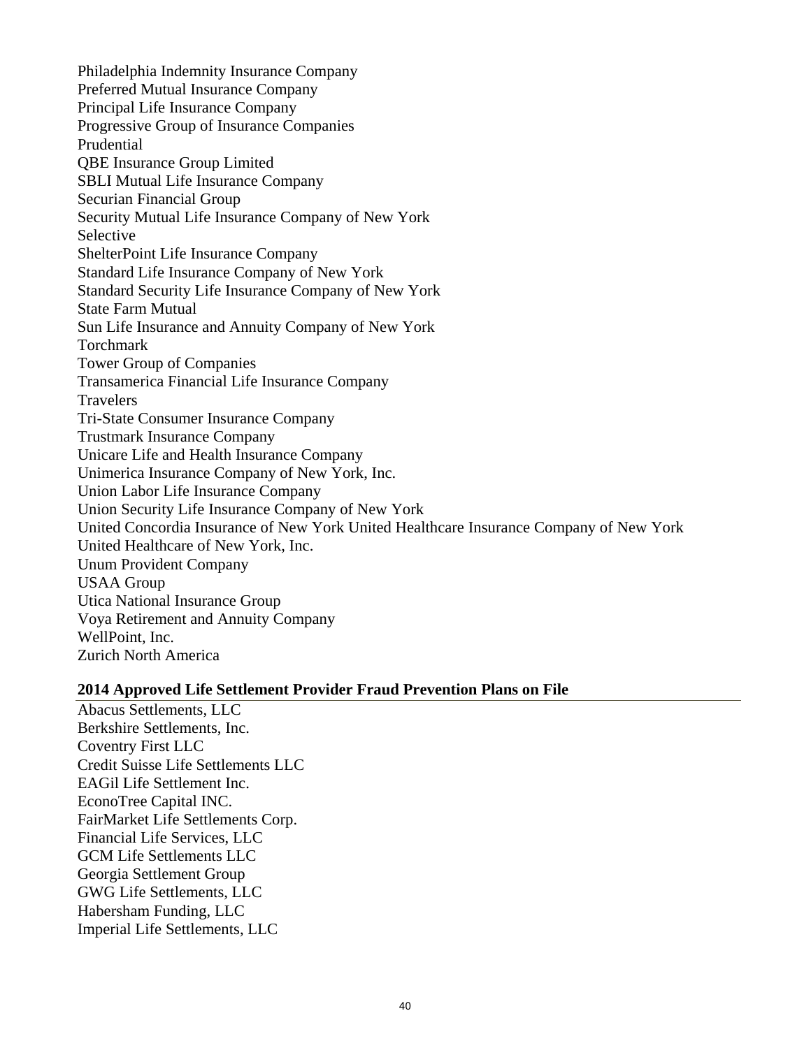Philadelphia Indemnity Insurance Company
Preferred Mutual Insurance Company
Principal Life Insurance Company
Progressive Group of Insurance Companies
Prudential
QBE Insurance Group Limited
SBLI Mutual Life Insurance Company
Securian Financial Group
Security Mutual Life Insurance Company of New York
Selective
ShelterPoint Life Insurance Company
Standard Life Insurance Company of New York
Standard Security Life Insurance Company of New York
State Farm Mutual
Sun Life Insurance and Annuity Company of New York
Torchmark
Tower Group of Companies
Transamerica Financial Life Insurance Company
Travelers
Tri-State Consumer Insurance Company
Trustmark Insurance Company
Unicare Life and Health Insurance Company
Unimerica Insurance Company of New York, Inc.
Union Labor Life Insurance Company
Union Security Life Insurance Company of New York
United Concordia Insurance of New York United Healthcare Insurance Company of New York
United Healthcare of New York, Inc.
Unum Provident Company
USAA Group
Utica National Insurance Group
Voya Retirement and Annuity Company
WellPoint, Inc.
Zurich North America

**2014 Approved Life Settlement Provider Fraud Prevention Plans on File**

Abacus Settlements, LLC
Berkshire Settlements, Inc.
Coventry First LLC
Credit Suisse Life Settlements LLC
EAGil Life Settlement Inc.
EconoTree Capital INC.
FairMarket Life Settlements Corp.
Financial Life Services, LLC
GCM Life Settlements LLC
Georgia Settlement Group
GWG Life Settlements, LLC
Habersham Funding, LLC
Imperial Life Settlements, LLC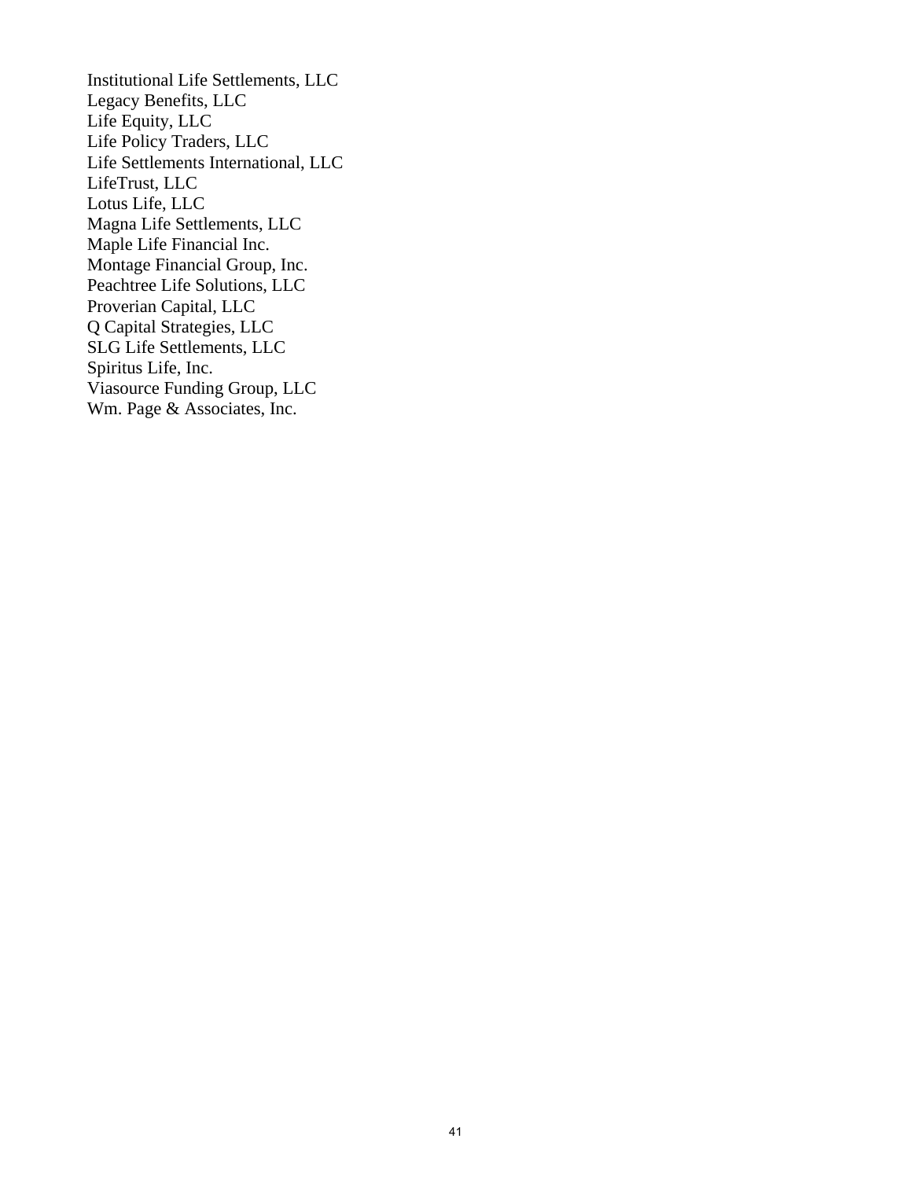Institutional Life Settlements, LLC
Legacy Benefits, LLC
Life Equity, LLC
Life Policy Traders, LLC
Life Settlements International, LLC
LifeTrust, LLC
Lotus Life, LLC
Magna Life Settlements, LLC
Maple Life Financial Inc.
Montage Financial Group, Inc.
Peachtree Life Solutions, LLC
Proverian Capital, LLC
Q Capital Strategies, LLC
SLG Life Settlements, LLC
Spiritus Life, Inc.
Viasource Funding Group, LLC
Wm. Page & Associates, Inc.